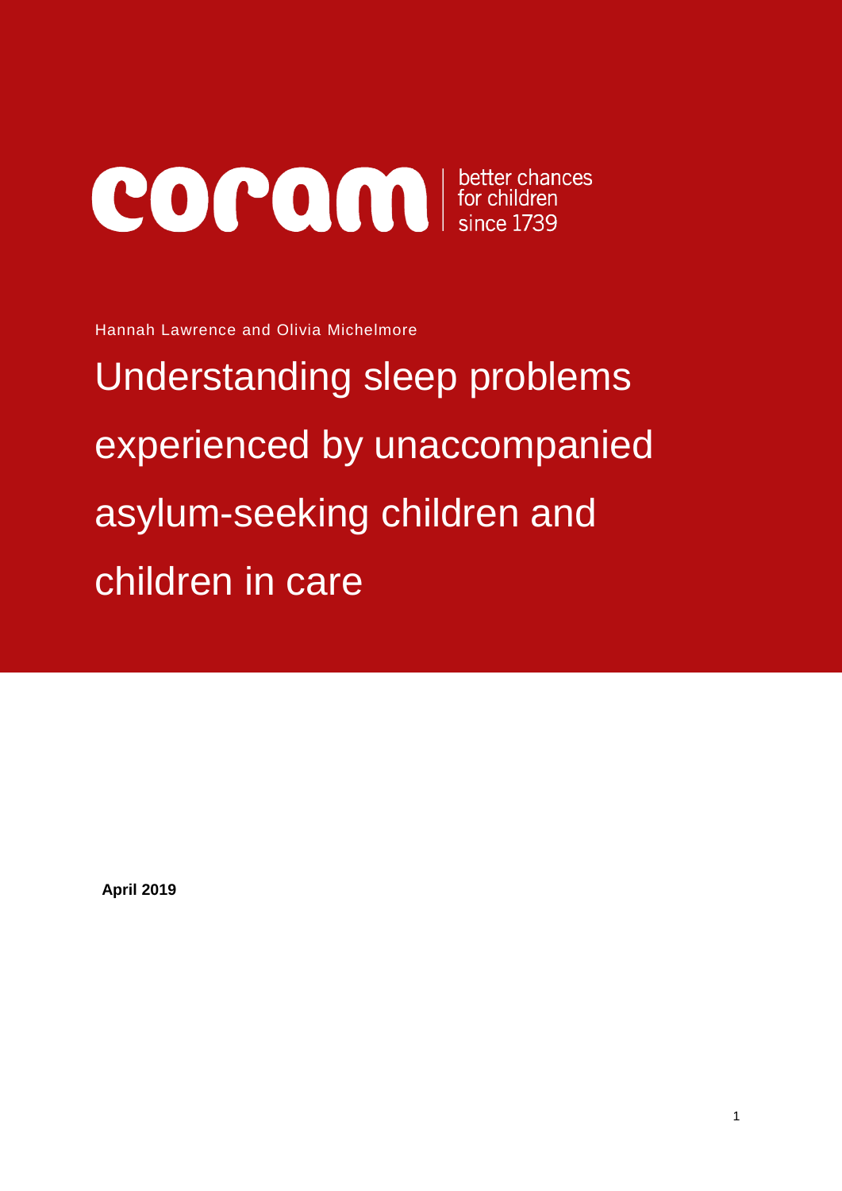coram | better chances for children since 1739

Hannah Lawrence and Olivia Michelmore

# Understanding sleep problems experienced by unaccompanied asylum-seeking children and children in care

**April 2019**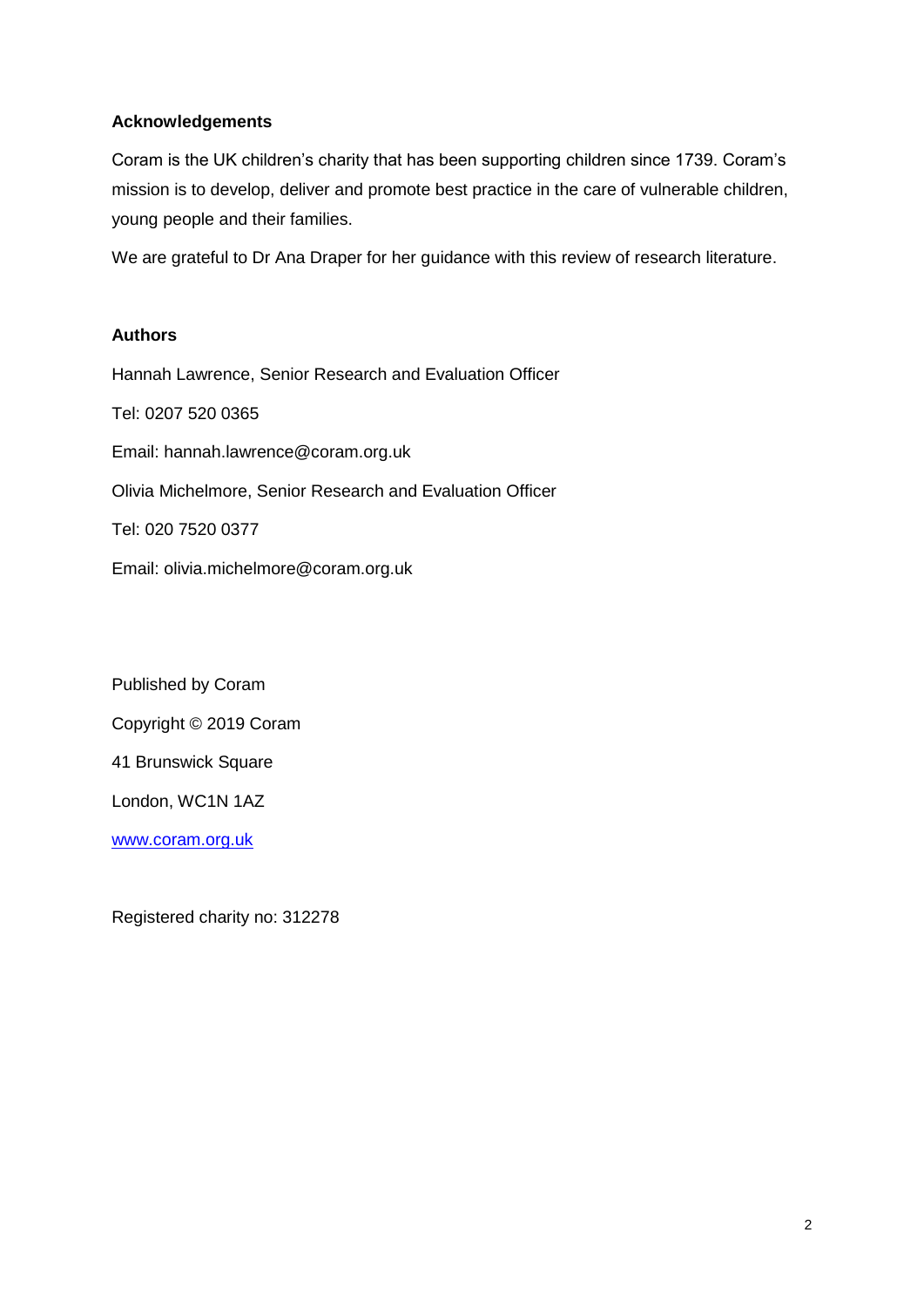**Acknowledgements**

Coram is the UK children's charity that has been supporting children since 1739. Coram's mission is to develop, deliver and promote best practice in the care of vulnerable children, young people and their families.

We are grateful to Dr Ana Draper for her guidance with this review of research literature.

**Authors**

Hannah Lawrence, Senior Research and Evaluation Officer

Tel: 0207 520 0365

Email: hannah.lawrence@coram.org.uk

Olivia Michelmore, Senior Research and Evaluation Officer

Tel: 020 7520 0377

Email: olivia.michelmore@coram.org.uk

Published by Coram

Copyright © 2019 Coram

41 Brunswick Square

London, WC1N 1AZ

www.coram.org.uk

Registered charity no: 312278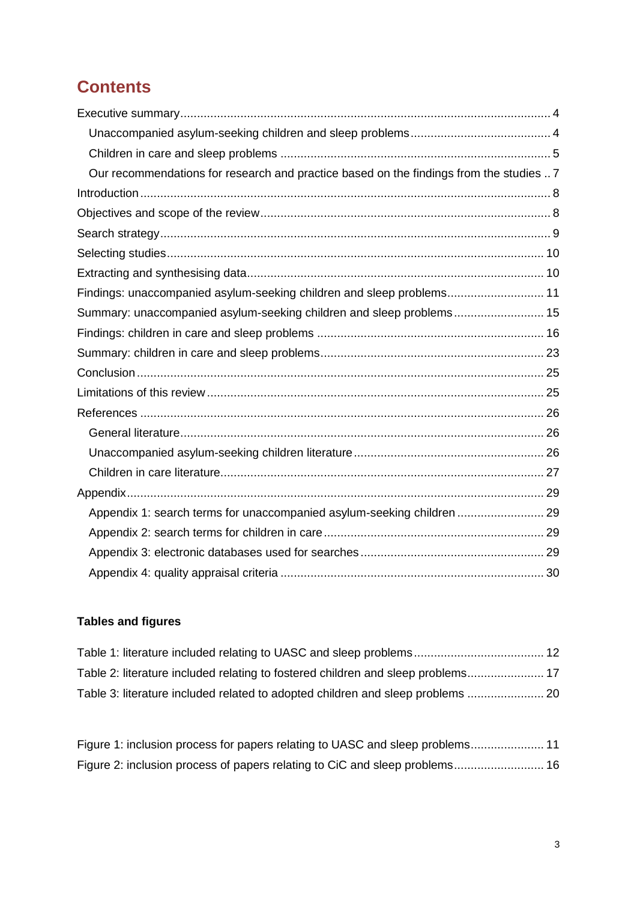# Contents

- Executive summary ... 4
  - Unaccompanied asylum-seeking children and sleep problems ... 4
  - Children in care and sleep problems ... 5
  - Our recommendations for research and practice based on the findings from the studies ... 7
- Introduction ... 8
- Objectives and scope of the review ... 8
- Search strategy ... 9
- Selecting studies ... 10
- Extracting and synthesising data ... 10
- Findings: unaccompanied asylum-seeking children and sleep problems ... 11
- Summary: unaccompanied asylum-seeking children and sleep problems ... 15
- Findings: children in care and sleep problems ... 16
- Summary: children in care and sleep problems ... 23
- Conclusion ... 25
- Limitations of this review ... 25
- References ... 26
  - General literature ... 26
  - Unaccompanied asylum-seeking children literature ... 26
  - Children in care literature ... 27
- Appendix ... 29
  - Appendix 1: search terms for unaccompanied asylum-seeking children ... 29
  - Appendix 2: search terms for children in care ... 29
  - Appendix 3: electronic databases used for searches ... 29
  - Appendix 4: quality appraisal criteria ... 30

**Tables and figures**

- Table 1: literature included relating to UASC and sleep problems ... 12
- Table 2: literature included relating to fostered children and sleep problems ... 17
- Table 3: literature included related to adopted children and sleep problems ... 20

- Figure 1: inclusion process for papers relating to UASC and sleep problems ... 11
- Figure 2: inclusion process of papers relating to CiC and sleep problems ... 16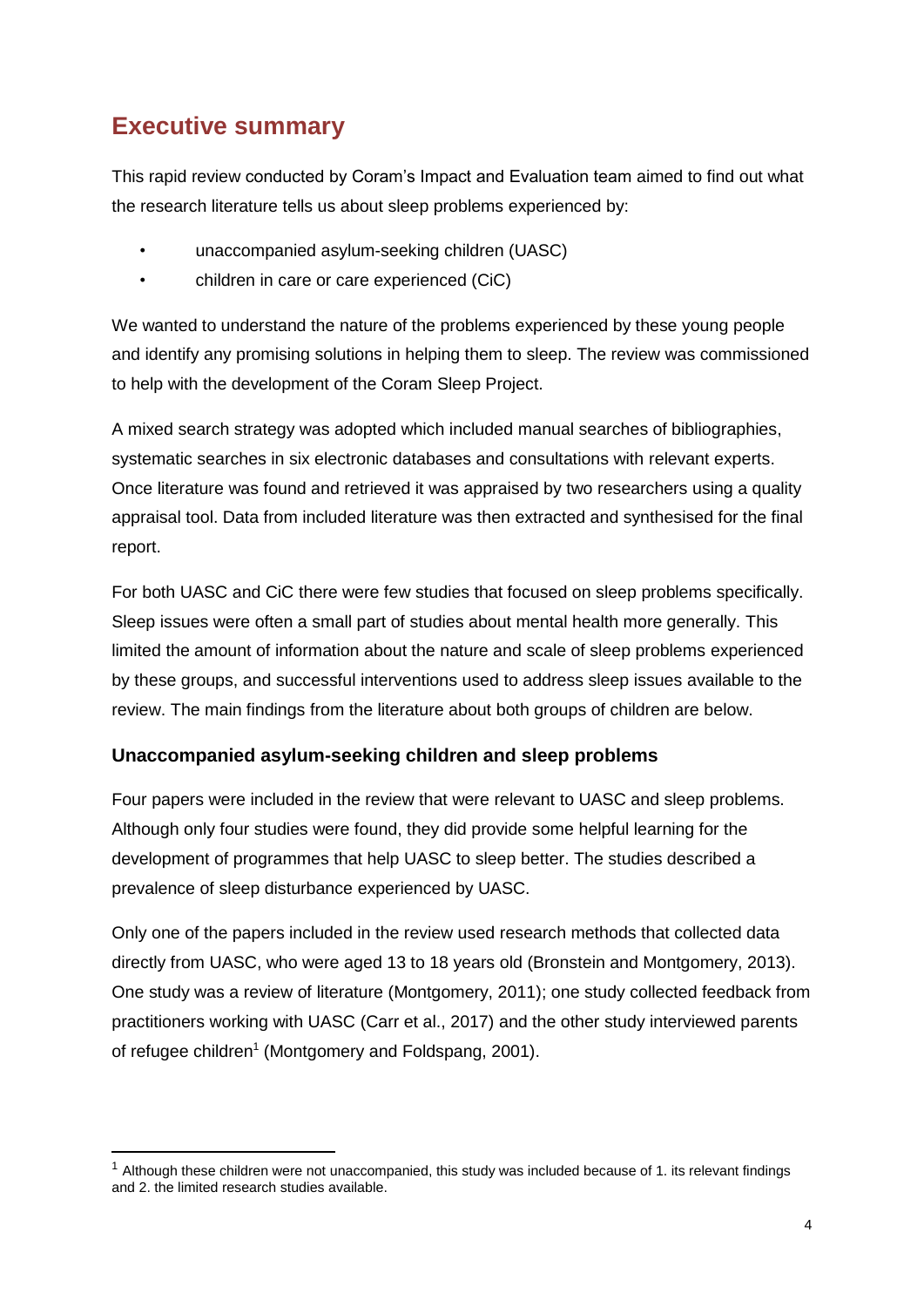## Executive summary

This rapid review conducted by Coram's Impact and Evaluation team aimed to find out what the research literature tells us about sleep problems experienced by:

- unaccompanied asylum-seeking children (UASC)
- children in care or care experienced (CiC)

We wanted to understand the nature of the problems experienced by these young people and identify any promising solutions in helping them to sleep. The review was commissioned to help with the development of the Coram Sleep Project.

A mixed search strategy was adopted which included manual searches of bibliographies, systematic searches in six electronic databases and consultations with relevant experts. Once literature was found and retrieved it was appraised by two researchers using a quality appraisal tool. Data from included literature was then extracted and synthesised for the final report.

For both UASC and CiC there were few studies that focused on sleep problems specifically. Sleep issues were often a small part of studies about mental health more generally. This limited the amount of information about the nature and scale of sleep problems experienced by these groups, and successful interventions used to address sleep issues available to the review. The main findings from the literature about both groups of children are below.

### Unaccompanied asylum-seeking children and sleep problems

Four papers were included in the review that were relevant to UASC and sleep problems. Although only four studies were found, they did provide some helpful learning for the development of programmes that help UASC to sleep better. The studies described a prevalence of sleep disturbance experienced by UASC.

Only one of the papers included in the review used research methods that collected data directly from UASC, who were aged 13 to 18 years old (Bronstein and Montgomery, 2013). One study was a review of literature (Montgomery, 2011); one study collected feedback from practitioners working with UASC (Carr et al., 2017) and the other study interviewed parents of refugee children[1] (Montgomery and Foldspang, 2001).

[1] Although these children were not unaccompanied, this study was included because of 1. its relevant findings and 2. the limited research studies available.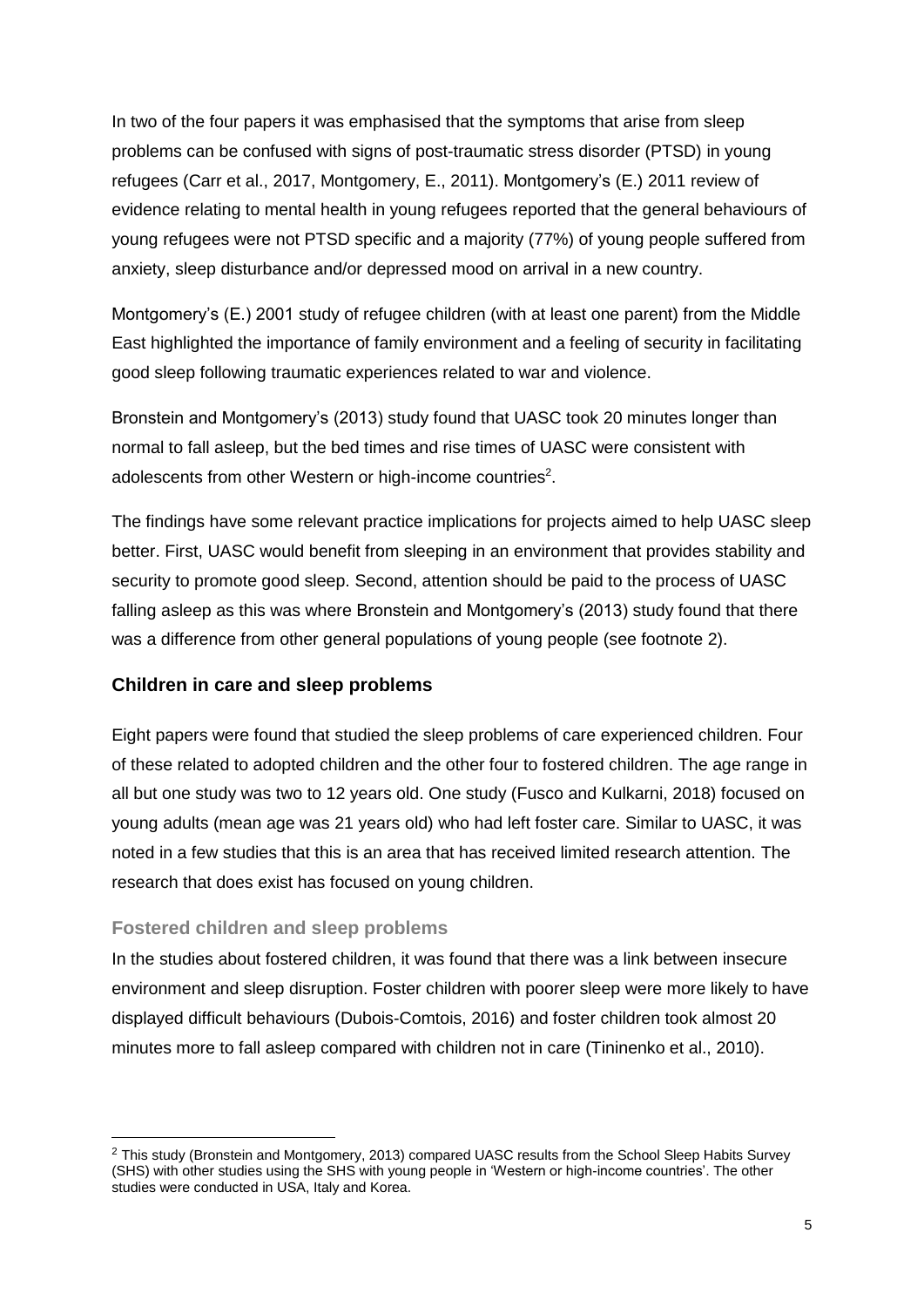In two of the four papers it was emphasised that the symptoms that arise from sleep problems can be confused with signs of post-traumatic stress disorder (PTSD) in young refugees (Carr et al., 2017, Montgomery, E., 2011). Montgomery's (E.) 2011 review of evidence relating to mental health in young refugees reported that the general behaviours of young refugees were not PTSD specific and a majority (77%) of young people suffered from anxiety, sleep disturbance and/or depressed mood on arrival in a new country.

Montgomery's (E.) 2001 study of refugee children (with at least one parent) from the Middle East highlighted the importance of family environment and a feeling of security in facilitating good sleep following traumatic experiences related to war and violence.

Bronstein and Montgomery's (2013) study found that UASC took 20 minutes longer than normal to fall asleep, but the bed times and rise times of UASC were consistent with adolescents from other Western or high-income countries[2].

The findings have some relevant practice implications for projects aimed to help UASC sleep better. First, UASC would benefit from sleeping in an environment that provides stability and security to promote good sleep. Second, attention should be paid to the process of UASC falling asleep as this was where Bronstein and Montgomery's (2013) study found that there was a difference from other general populations of young people (see footnote 2).

## Children in care and sleep problems

Eight papers were found that studied the sleep problems of care experienced children. Four of these related to adopted children and the other four to fostered children. The age range in all but one study was two to 12 years old. One study (Fusco and Kulkarni, 2018) focused on young adults (mean age was 21 years old) who had left foster care. Similar to UASC, it was noted in a few studies that this is an area that has received limited research attention. The research that does exist has focused on young children.

### Fostered children and sleep problems

In the studies about fostered children, it was found that there was a link between insecure environment and sleep disruption. Foster children with poorer sleep were more likely to have displayed difficult behaviours (Dubois-Comtois, 2016) and foster children took almost 20 minutes more to fall asleep compared with children not in care (Tininenko et al., 2010).

[2] This study (Bronstein and Montgomery, 2013) compared UASC results from the School Sleep Habits Survey (SHS) with other studies using the SHS with young people in 'Western or high-income countries'. The other studies were conducted in USA, Italy and Korea.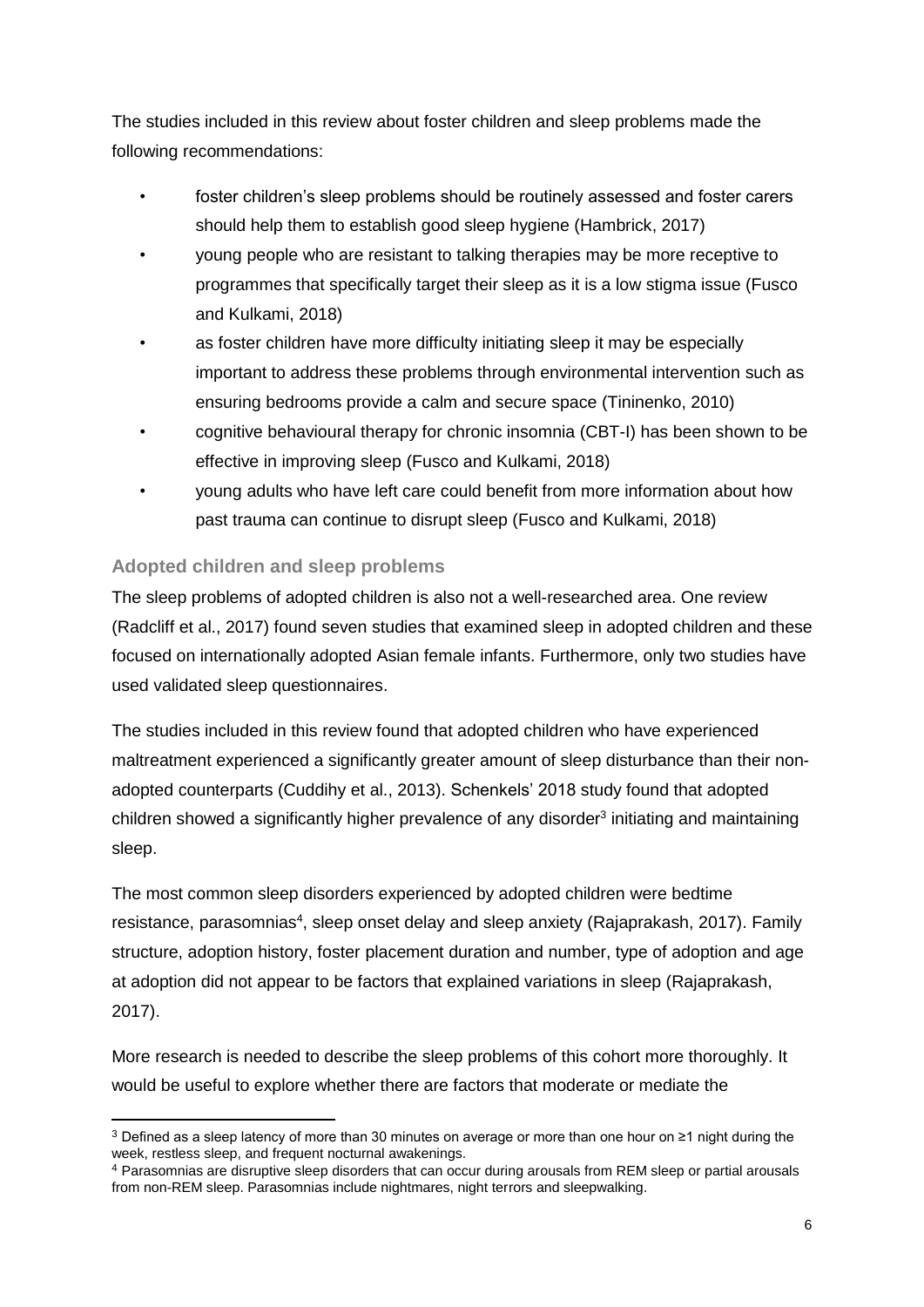The studies included in this review about foster children and sleep problems made the following recommendations:

- foster children's sleep problems should be routinely assessed and foster carers should help them to establish good sleep hygiene (Hambrick, 2017)
- young people who are resistant to talking therapies may be more receptive to programmes that specifically target their sleep as it is a low stigma issue (Fusco and Kulkami, 2018)
- as foster children have more difficulty initiating sleep it may be especially important to address these problems through environmental intervention such as ensuring bedrooms provide a calm and secure space (Tininenko, 2010)
- cognitive behavioural therapy for chronic insomnia (CBT-I) has been shown to be effective in improving sleep (Fusco and Kulkami, 2018)
- young adults who have left care could benefit from more information about how past trauma can continue to disrupt sleep (Fusco and Kulkami, 2018)

### Adopted children and sleep problems

The sleep problems of adopted children is also not a well-researched area. One review (Radcliff et al., 2017) found seven studies that examined sleep in adopted children and these focused on internationally adopted Asian female infants. Furthermore, only two studies have used validated sleep questionnaires.

The studies included in this review found that adopted children who have experienced maltreatment experienced a significantly greater amount of sleep disturbance than their non-adopted counterparts (Cuddihy et al., 2013). Schenkels' 2018 study found that adopted children showed a significantly higher prevalence of any disorder[3] initiating and maintaining sleep.

The most common sleep disorders experienced by adopted children were bedtime resistance, parasomnias[4], sleep onset delay and sleep anxiety (Rajaprakash, 2017). Family structure, adoption history, foster placement duration and number, type of adoption and age at adoption did not appear to be factors that explained variations in sleep (Rajaprakash, 2017).

More research is needed to describe the sleep problems of this cohort more thoroughly. It would be useful to explore whether there are factors that moderate or mediate the

[3] Defined as a sleep latency of more than 30 minutes on average or more than one hour on ≥1 night during the week, restless sleep, and frequent nocturnal awakenings.

[4] Parasomnias are disruptive sleep disorders that can occur during arousals from REM sleep or partial arousals from non-REM sleep. Parasomnias include nightmares, night terrors and sleepwalking.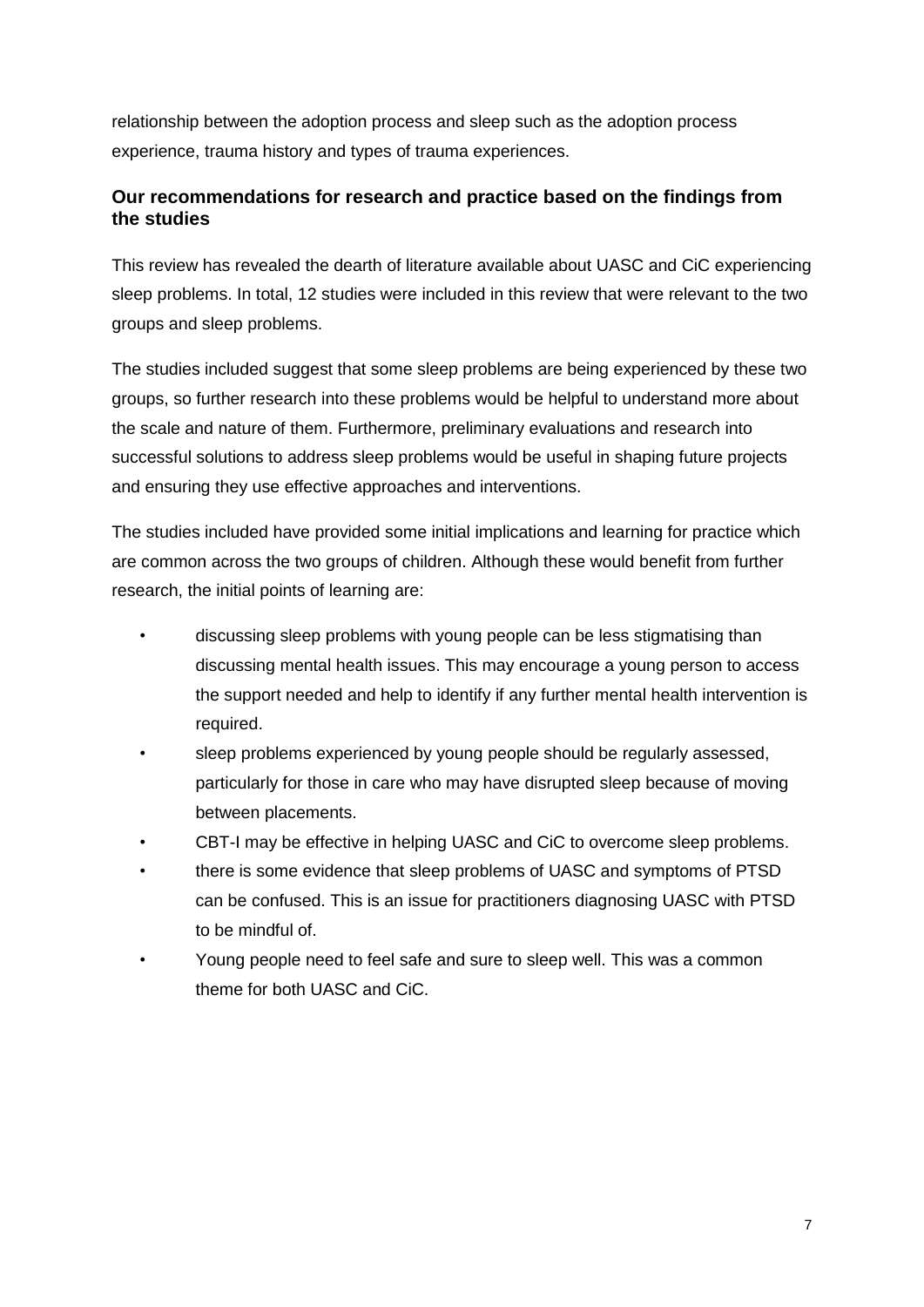relationship between the adoption process and sleep such as the adoption process experience, trauma history and types of trauma experiences.

### Our recommendations for research and practice based on the findings from the studies

This review has revealed the dearth of literature available about UASC and CiC experiencing sleep problems. In total, 12 studies were included in this review that were relevant to the two groups and sleep problems.

The studies included suggest that some sleep problems are being experienced by these two groups, so further research into these problems would be helpful to understand more about the scale and nature of them. Furthermore, preliminary evaluations and research into successful solutions to address sleep problems would be useful in shaping future projects and ensuring they use effective approaches and interventions.

The studies included have provided some initial implications and learning for practice which are common across the two groups of children. Although these would benefit from further research, the initial points of learning are:

- discussing sleep problems with young people can be less stigmatising than discussing mental health issues. This may encourage a young person to access the support needed and help to identify if any further mental health intervention is required.
- sleep problems experienced by young people should be regularly assessed, particularly for those in care who may have disrupted sleep because of moving between placements.
- CBT-I may be effective in helping UASC and CiC to overcome sleep problems.
- there is some evidence that sleep problems of UASC and symptoms of PTSD can be confused. This is an issue for practitioners diagnosing UASC with PTSD to be mindful of.
- Young people need to feel safe and sure to sleep well. This was a common theme for both UASC and CiC.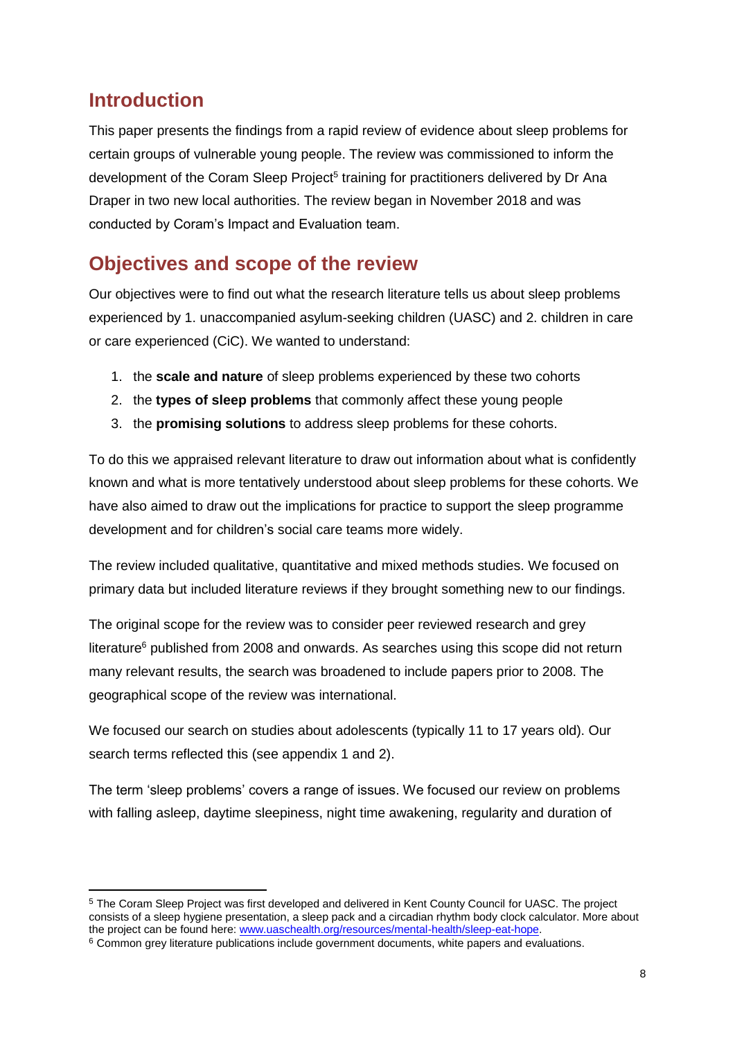## Introduction

This paper presents the findings from a rapid review of evidence about sleep problems for certain groups of vulnerable young people. The review was commissioned to inform the development of the Coram Sleep Project[5] training for practitioners delivered by Dr Ana Draper in two new local authorities. The review began in November 2018 and was conducted by Coram's Impact and Evaluation team.

## Objectives and scope of the review

Our objectives were to find out what the research literature tells us about sleep problems experienced by 1. unaccompanied asylum-seeking children (UASC) and 2. children in care or care experienced (CiC). We wanted to understand:

1. the **scale and nature** of sleep problems experienced by these two cohorts
2. the **types of sleep problems** that commonly affect these young people
3. the **promising solutions** to address sleep problems for these cohorts.

To do this we appraised relevant literature to draw out information about what is confidently known and what is more tentatively understood about sleep problems for these cohorts. We have also aimed to draw out the implications for practice to support the sleep programme development and for children's social care teams more widely.

The review included qualitative, quantitative and mixed methods studies. We focused on primary data but included literature reviews if they brought something new to our findings.

The original scope for the review was to consider peer reviewed research and grey literature[6] published from 2008 and onwards. As searches using this scope did not return many relevant results, the search was broadened to include papers prior to 2008. The geographical scope of the review was international.

We focused our search on studies about adolescents (typically 11 to 17 years old). Our search terms reflected this (see appendix 1 and 2).

The term 'sleep problems' covers a range of issues. We focused our review on problems with falling asleep, daytime sleepiness, night time awakening, regularity and duration of

---

[5] The Coram Sleep Project was first developed and delivered in Kent County Council for UASC. The project consists of a sleep hygiene presentation, a sleep pack and a circadian rhythm body clock calculator. More about the project can be found here: [www.uaschealth.org/resources/mental-health/sleep-eat-hope](http://www.uaschealth.org/resources/mental-health/sleep-eat-hope).

[6] Common grey literature publications include government documents, white papers and evaluations.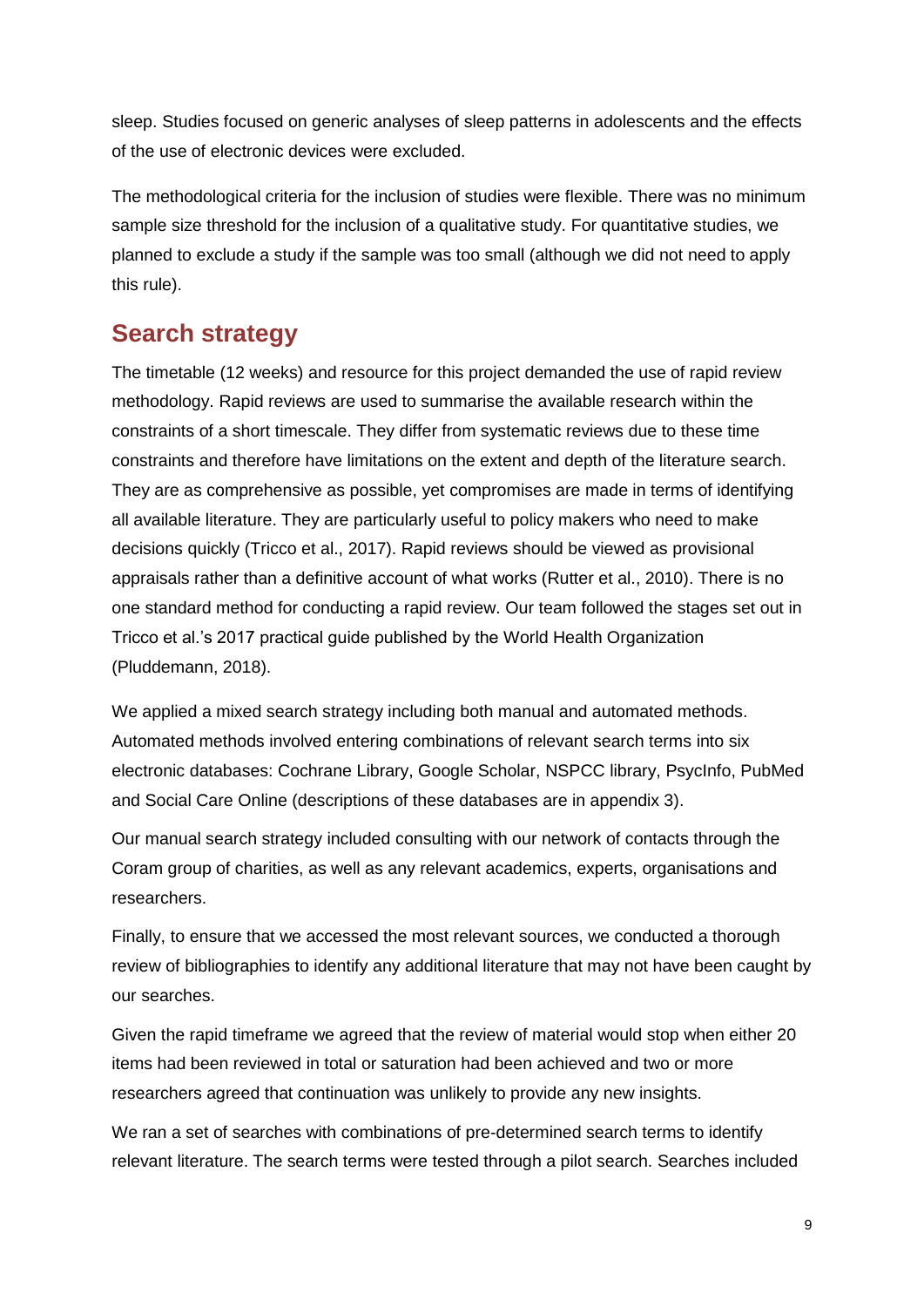sleep. Studies focused on generic analyses of sleep patterns in adolescents and the effects of the use of electronic devices were excluded.

The methodological criteria for the inclusion of studies were flexible. There was no minimum sample size threshold for the inclusion of a qualitative study. For quantitative studies, we planned to exclude a study if the sample was too small (although we did not need to apply this rule).

## Search strategy

The timetable (12 weeks) and resource for this project demanded the use of rapid review methodology. Rapid reviews are used to summarise the available research within the constraints of a short timescale. They differ from systematic reviews due to these time constraints and therefore have limitations on the extent and depth of the literature search. They are as comprehensive as possible, yet compromises are made in terms of identifying all available literature. They are particularly useful to policy makers who need to make decisions quickly (Tricco et al., 2017). Rapid reviews should be viewed as provisional appraisals rather than a definitive account of what works (Rutter et al., 2010). There is no one standard method for conducting a rapid review. Our team followed the stages set out in Tricco et al.'s 2017 practical guide published by the World Health Organization (Pluddemann, 2018).

We applied a mixed search strategy including both manual and automated methods. Automated methods involved entering combinations of relevant search terms into six electronic databases: Cochrane Library, Google Scholar, NSPCC library, PsycInfo, PubMed and Social Care Online (descriptions of these databases are in appendix 3).

Our manual search strategy included consulting with our network of contacts through the Coram group of charities, as well as any relevant academics, experts, organisations and researchers.

Finally, to ensure that we accessed the most relevant sources, we conducted a thorough review of bibliographies to identify any additional literature that may not have been caught by our searches.

Given the rapid timeframe we agreed that the review of material would stop when either 20 items had been reviewed in total or saturation had been achieved and two or more researchers agreed that continuation was unlikely to provide any new insights.

We ran a set of searches with combinations of pre-determined search terms to identify relevant literature. The search terms were tested through a pilot search. Searches included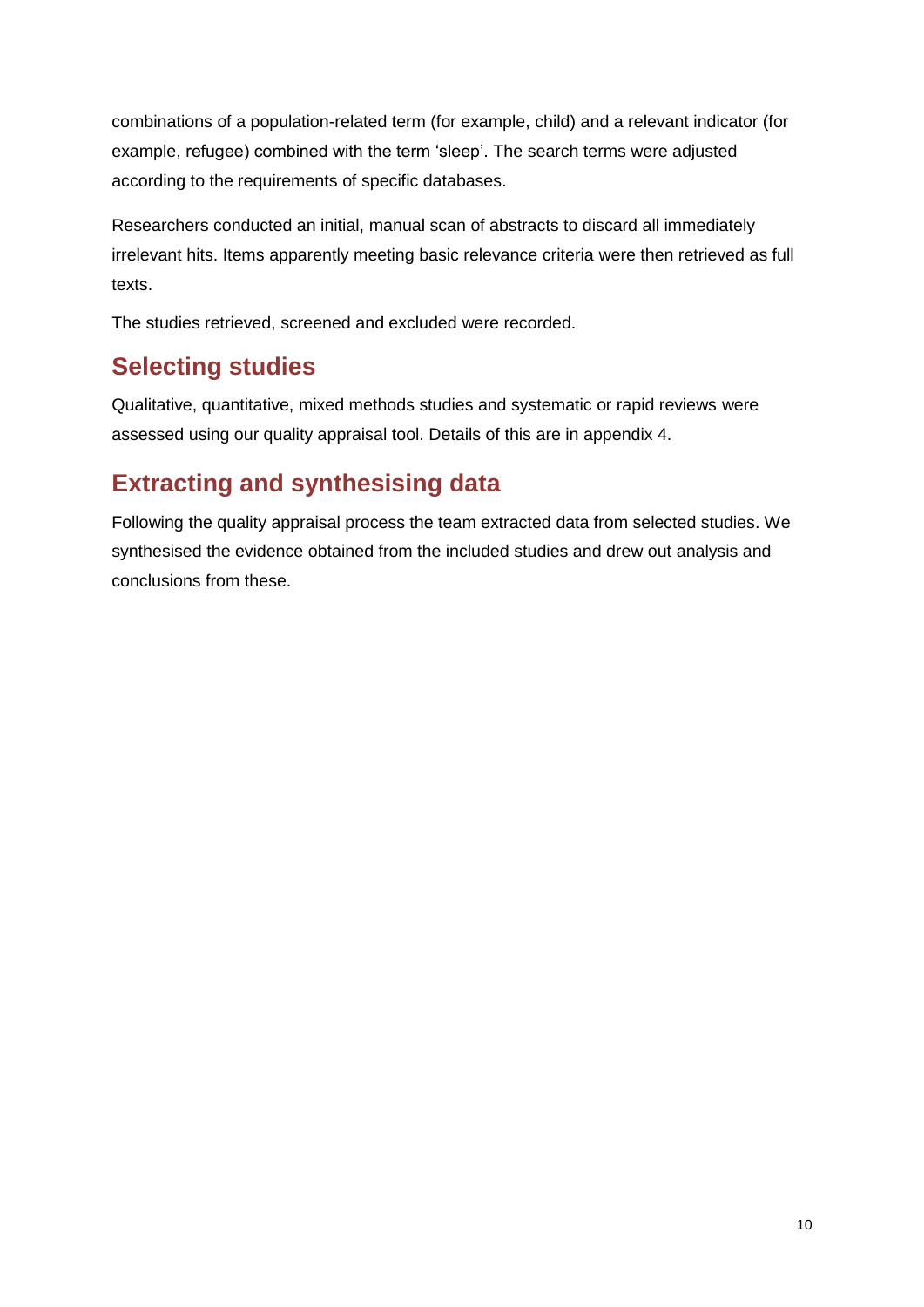combinations of a population-related term (for example, child) and a relevant indicator (for example, refugee) combined with the term 'sleep'. The search terms were adjusted according to the requirements of specific databases.

Researchers conducted an initial, manual scan of abstracts to discard all immediately irrelevant hits. Items apparently meeting basic relevance criteria were then retrieved as full texts.

The studies retrieved, screened and excluded were recorded.

## Selecting studies

Qualitative, quantitative, mixed methods studies and systematic or rapid reviews were assessed using our quality appraisal tool. Details of this are in appendix 4.

## Extracting and synthesising data

Following the quality appraisal process the team extracted data from selected studies. We synthesised the evidence obtained from the included studies and drew out analysis and conclusions from these.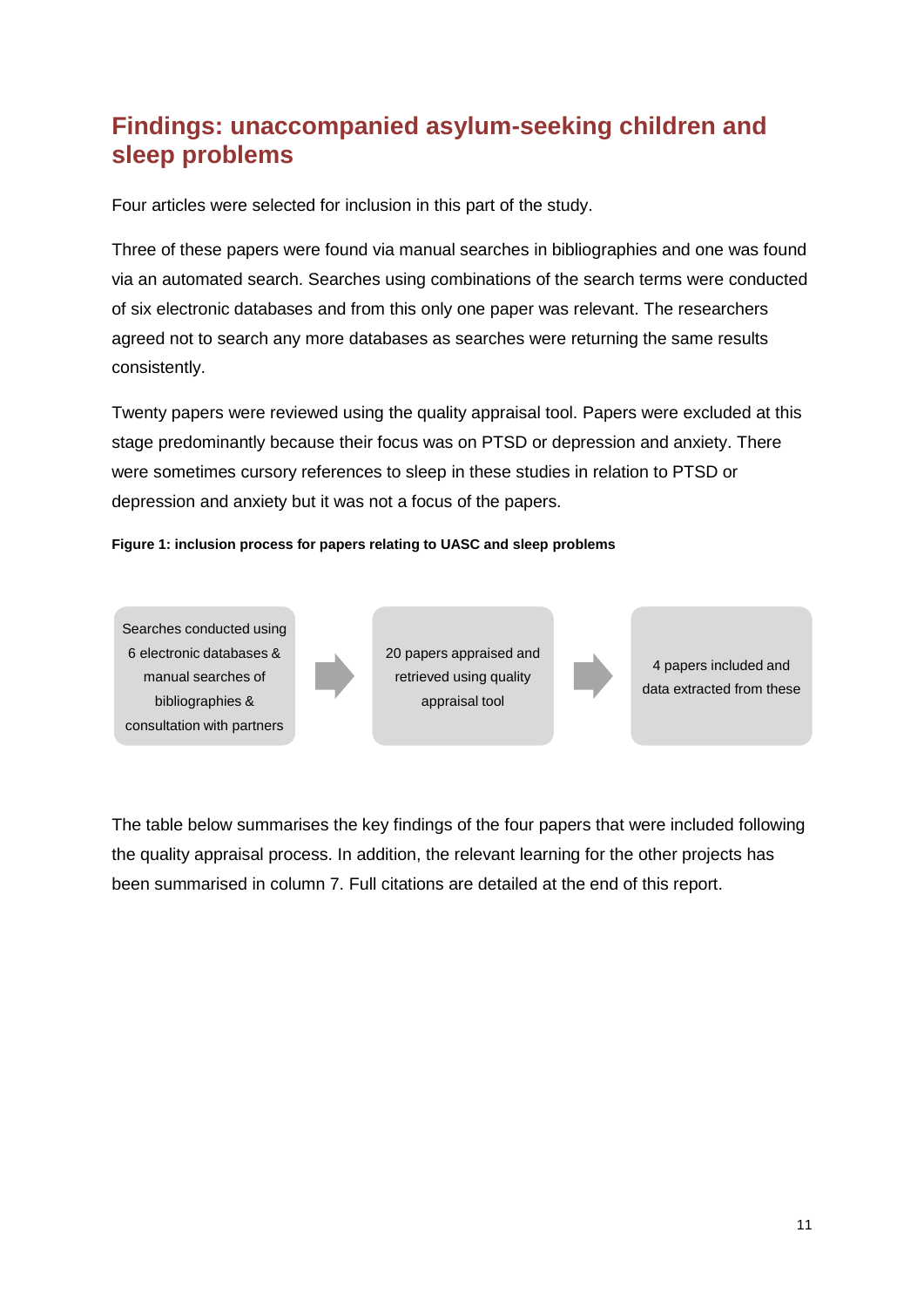## Findings: unaccompanied asylum-seeking children and sleep problems

Four articles were selected for inclusion in this part of the study.

Three of these papers were found via manual searches in bibliographies and one was found via an automated search. Searches using combinations of the search terms were conducted of six electronic databases and from this only one paper was relevant. The researchers agreed not to search any more databases as searches were returning the same results consistently.

Twenty papers were reviewed using the quality appraisal tool. Papers were excluded at this stage predominantly because their focus was on PTSD or depression and anxiety. There were sometimes cursory references to sleep in these studies in relation to PTSD or depression and anxiety but it was not a focus of the papers.

**Figure 1: inclusion process for papers relating to UASC and sleep problems**

Searches conducted using 6 electronic databases & manual searches of bibliographies & consultation with partners → 20 papers appraised and retrieved using quality appraisal tool → 4 papers included and data extracted from these

The table below summarises the key findings of the four papers that were included following the quality appraisal process. In addition, the relevant learning for the other projects has been summarised in column 7. Full citations are detailed at the end of this report.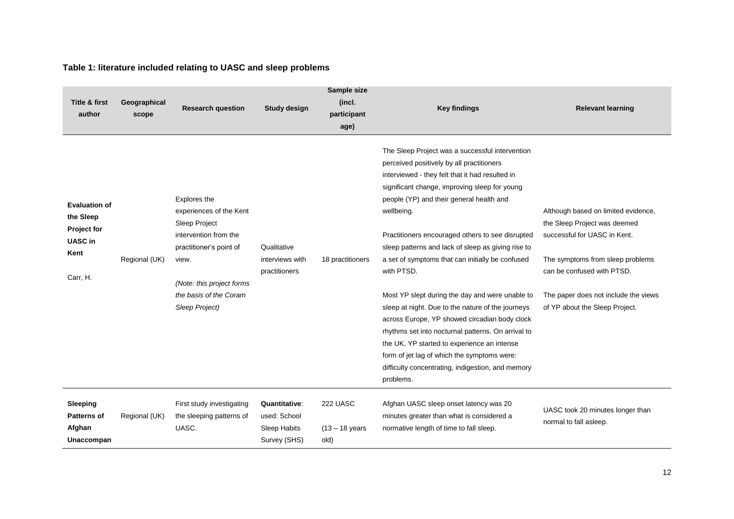**Table 1: literature included relating to UASC and sleep problems**

| Title & first author | Geographical scope | Research question | Study design | Sample size (incl. participant age) | Key findings | Relevant learning |
|---|---|---|---|---|---|---|
| **Evaluation of the Sleep Project for UASC in Kent**<br><br>Carr, H. | Regional (UK) | Explores the experiences of the Kent Sleep Project intervention from the practitioner's point of view.<br><br>*(Note: this project forms the basis of the Coram Sleep Project)* | Qualitative interviews with practitioners | 18 practitioners | The Sleep Project was a successful intervention perceived positively by all practitioners interviewed - they felt that it had resulted in significant change, improving sleep for young people (YP) and their general health and wellbeing.<br><br>Practitioners encouraged others to see disrupted sleep patterns and lack of sleep as giving rise to a set of symptoms that can initially be confused with PTSD.<br><br>Most YP slept during the day and were unable to sleep at night. Due to the nature of the journeys across Europe, YP showed circadian body clock rhythms set into nocturnal patterns. On arrival to the UK, YP started to experience an intense form of jet lag of which the symptoms were: difficulty concentrating, indigestion, and memory problems. | Although based on limited evidence, the Sleep Project was deemed successful for UASC in Kent.<br><br>The symptoms from sleep problems can be confused with PTSD.<br><br>The paper does not include the views of YP about the Sleep Project. |
| **Sleeping Patterns of Afghan Unaccompan** | Regional (UK) | First study investigating the sleeping patterns of UASC. | **Quantitative**: used: School Sleep Habits Survey (SHS) | 222 UASC<br><br>(13 – 18 years old) | Afghan UASC sleep onset latency was 20 minutes greater than what is considered a normative length of time to fall sleep. | UASC took 20 minutes longer than normal to fall asleep. |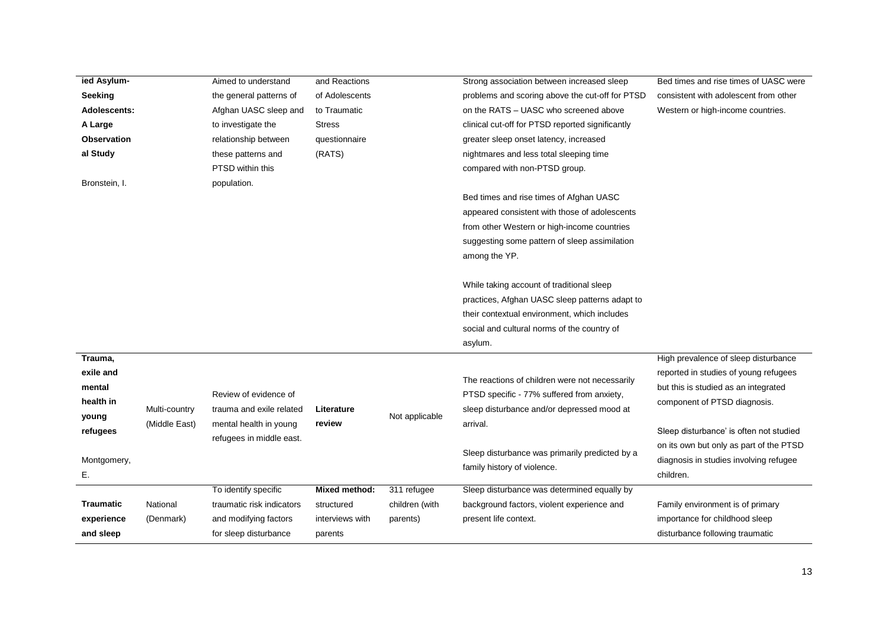| | | | | | | |
|---|---|---|---|---|---|---|
| **ied Asylum-Seeking Adolescents: A Large Observational Study**<br><br>Bronstein, I. | | Aimed to understand the general patterns of Afghan UASC sleep and to investigate the relationship between these patterns and PTSD within this population. | and Reactions of Adolescents to Traumatic Stress questionnaire (RATS) | | Strong association between increased sleep problems and scoring above the cut-off for PTSD on the RATS – UASC who screened above clinical cut-off for PTSD reported significantly greater sleep onset latency, increased nightmares and less total sleeping time compared with non-PTSD group.<br><br>Bed times and rise times of Afghan UASC appeared consistent with those of adolescents from other Western or high-income countries suggesting some pattern of sleep assimilation among the YP.<br><br>While taking account of traditional sleep practices, Afghan UASC sleep patterns adapt to their contextual environment, which includes social and cultural norms of the country of asylum. | Bed times and rise times of UASC were consistent with adolescent from other Western or high-income countries. |
| **Trauma, exile and mental health in young refugees**<br><br>Montgomery, E. | Multi-country (Middle East) | Review of evidence of trauma and exile related mental health in young refugees in middle east. | **Literature review** | Not applicable | The reactions of children were not necessarily PTSD specific - 77% suffered from anxiety, sleep disturbance and/or depressed mood at arrival.<br><br>Sleep disturbance was primarily predicted by a family history of violence. | High prevalence of sleep disturbance reported in studies of young refugees but this is studied as an integrated component of PTSD diagnosis.<br><br>Sleep disturbance' is often not studied on its own but only as part of the PTSD diagnosis in studies involving refugee children. |
| **Traumatic experience and sleep** | National (Denmark) | To identify specific traumatic risk indicators and modifying factors for sleep disturbance | **Mixed method:** structured interviews with parents | 311 refugee children (with parents) | Sleep disturbance was determined equally by background factors, violent experience and present life context. | Family environment is of primary importance for childhood sleep disturbance following traumatic |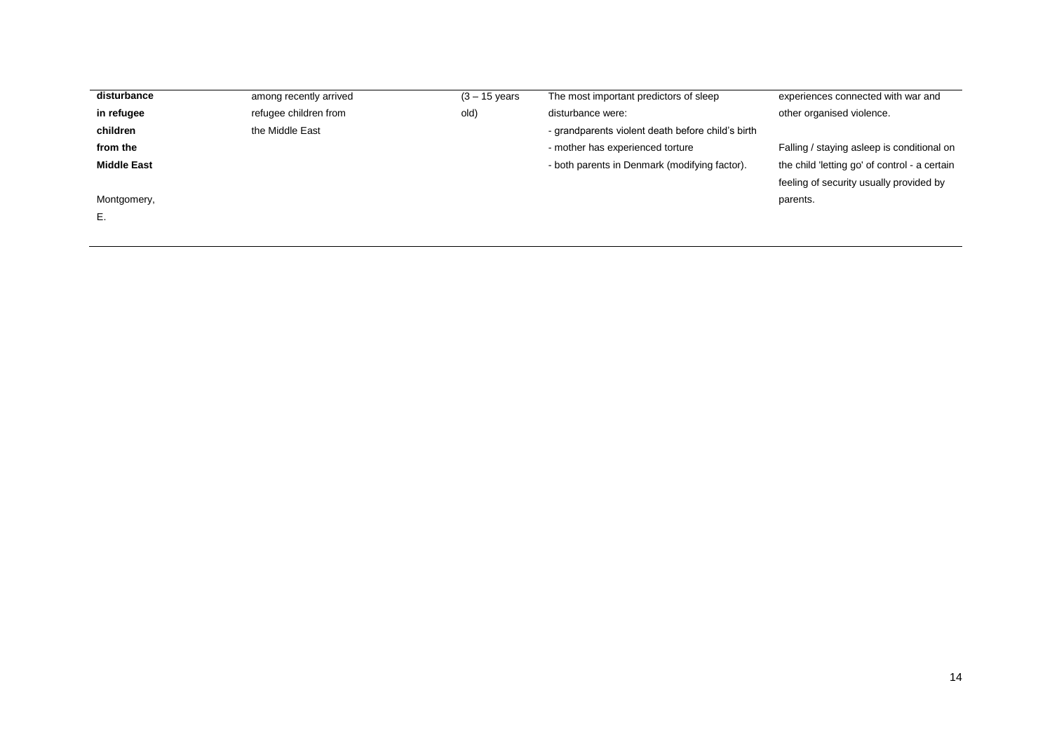| | | | | |
|---|---|---|---|---|
| **disturbance in refugee children from the Middle East** Montgomery, E. | among recently arrived refugee children from the Middle East | (3 – 15 years old) | The most important predictors of sleep disturbance were: - grandparents violent death before child's birth - mother has experienced torture - both parents in Denmark (modifying factor). | experiences connected with war and other organised violence. Falling / staying asleep is conditional on the child 'letting go' of control - a certain feeling of security usually provided by parents. |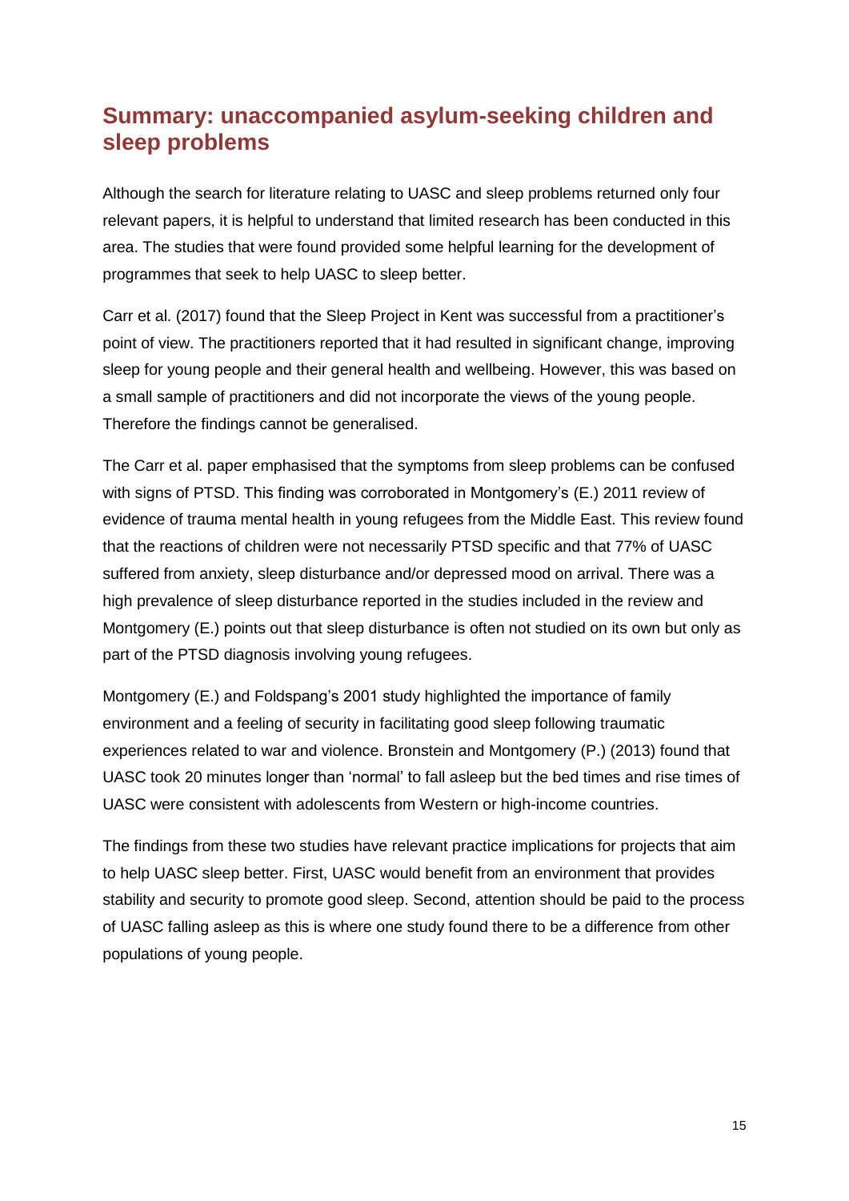## Summary: unaccompanied asylum-seeking children and sleep problems

Although the search for literature relating to UASC and sleep problems returned only four relevant papers, it is helpful to understand that limited research has been conducted in this area. The studies that were found provided some helpful learning for the development of programmes that seek to help UASC to sleep better.

Carr et al. (2017) found that the Sleep Project in Kent was successful from a practitioner's point of view. The practitioners reported that it had resulted in significant change, improving sleep for young people and their general health and wellbeing. However, this was based on a small sample of practitioners and did not incorporate the views of the young people. Therefore the findings cannot be generalised.

The Carr et al. paper emphasised that the symptoms from sleep problems can be confused with signs of PTSD. This finding was corroborated in Montgomery's (E.) 2011 review of evidence of trauma mental health in young refugees from the Middle East. This review found that the reactions of children were not necessarily PTSD specific and that 77% of UASC suffered from anxiety, sleep disturbance and/or depressed mood on arrival. There was a high prevalence of sleep disturbance reported in the studies included in the review and Montgomery (E.) points out that sleep disturbance is often not studied on its own but only as part of the PTSD diagnosis involving young refugees.

Montgomery (E.) and Foldspang's 2001 study highlighted the importance of family environment and a feeling of security in facilitating good sleep following traumatic experiences related to war and violence. Bronstein and Montgomery (P.) (2013) found that UASC took 20 minutes longer than 'normal' to fall asleep but the bed times and rise times of UASC were consistent with adolescents from Western or high-income countries.

The findings from these two studies have relevant practice implications for projects that aim to help UASC sleep better. First, UASC would benefit from an environment that provides stability and security to promote good sleep. Second, attention should be paid to the process of UASC falling asleep as this is where one study found there to be a difference from other populations of young people.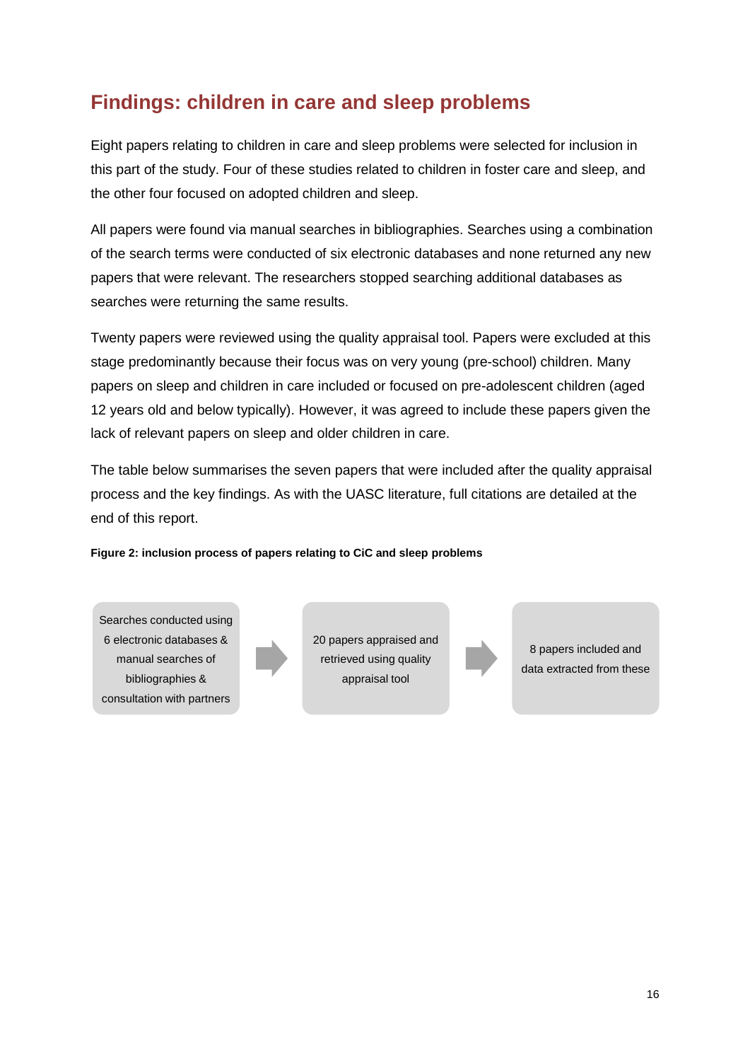## Findings: children in care and sleep problems

Eight papers relating to children in care and sleep problems were selected for inclusion in this part of the study. Four of these studies related to children in foster care and sleep, and the other four focused on adopted children and sleep.

All papers were found via manual searches in bibliographies. Searches using a combination of the search terms were conducted of six electronic databases and none returned any new papers that were relevant. The researchers stopped searching additional databases as searches were returning the same results.

Twenty papers were reviewed using the quality appraisal tool. Papers were excluded at this stage predominantly because their focus was on very young (pre-school) children. Many papers on sleep and children in care included or focused on pre-adolescent children (aged 12 years old and below typically). However, it was agreed to include these papers given the lack of relevant papers on sleep and older children in care.

The table below summarises the seven papers that were included after the quality appraisal process and the key findings. As with the UASC literature, full citations are detailed at the end of this report.

**Figure 2: inclusion process of papers relating to CiC and sleep problems**

Searches conducted using 6 electronic databases & manual searches of bibliographies & consultation with partners → 20 papers appraised and retrieved using quality appraisal tool → 8 papers included and data extracted from these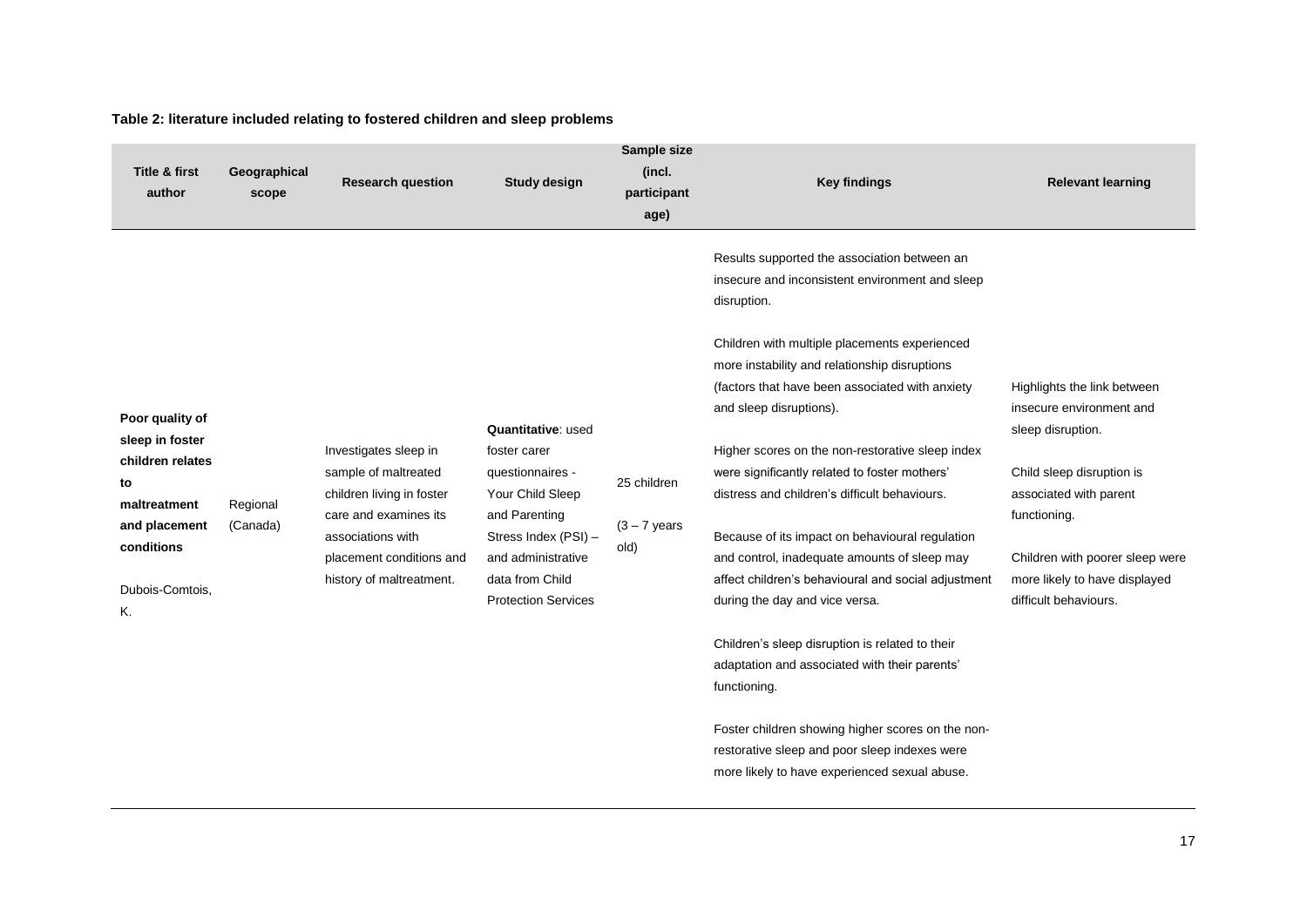**Table 2: literature included relating to fostered children and sleep problems**

| Title & first author | Geographical scope | Research question | Study design | Sample size (incl. participant age) | Key findings | Relevant learning |
|---|---|---|---|---|---|---|
| **Poor quality of sleep in foster children relates to maltreatment and placement conditions**<br><br>Dubois-Comtois, K. | Regional (Canada) | Investigates sleep in sample of maltreated children living in foster care and examines its associations with placement conditions and history of maltreatment. | **Quantitative**: used foster carer questionnaires - Your Child Sleep and Parenting Stress Index (PSI) – and administrative data from Child Protection Services | 25 children<br><br>(3 – 7 years old) | Results supported the association between an insecure and inconsistent environment and sleep disruption.<br><br>Children with multiple placements experienced more instability and relationship disruptions (factors that have been associated with anxiety and sleep disruptions).<br><br>Higher scores on the non-restorative sleep index were significantly related to foster mothers' distress and children's difficult behaviours.<br><br>Because of its impact on behavioural regulation and control, inadequate amounts of sleep may affect children's behavioural and social adjustment during the day and vice versa.<br><br>Children's sleep disruption is related to their adaptation and associated with their parents' functioning.<br><br>Foster children showing higher scores on the non-restorative sleep and poor sleep indexes were more likely to have experienced sexual abuse. | Highlights the link between insecure environment and sleep disruption.<br><br>Child sleep disruption is associated with parent functioning.<br><br>Children with poorer sleep were more likely to have displayed difficult behaviours. |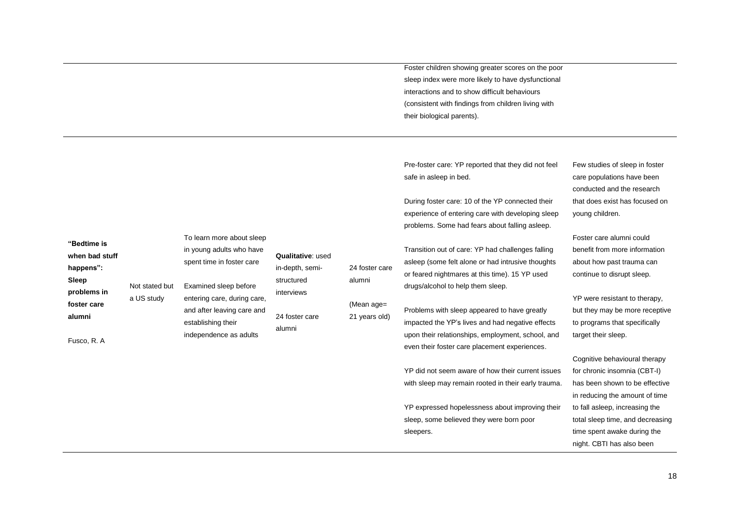| | | | | | | |
|---|---|---|---|---|---|---|
| | | | | | Foster children showing greater scores on the poor sleep index were more likely to have dysfunctional interactions and to show difficult behaviours (consistent with findings from children living with their biological parents). | |
| **"Bedtime is when bad stuff happens": Sleep problems in foster care alumni**<br><br>Fusco, R. A | Not stated but a US study | To learn more about sleep in young adults who have spent time in foster care<br><br>Examined sleep before entering care, during care, and after leaving care and establishing their independence as adults | **Qualitative**: used in-depth, semi-structured interviews<br><br>24 foster care alumni | 24 foster care alumni<br><br>(Mean age= 21 years old) | Pre-foster care: YP reported that they did not feel safe in asleep in bed.<br><br>During foster care: 10 of the YP connected their experience of entering care with developing sleep problems. Some had fears about falling asleep.<br><br>Transition out of care: YP had challenges falling asleep (some felt alone or had intrusive thoughts or feared nightmares at this time). 15 YP used drugs/alcohol to help them sleep.<br><br>Problems with sleep appeared to have greatly impacted the YP's lives and had negative effects upon their relationships, employment, school, and even their foster care placement experiences.<br><br>YP did not seem aware of how their current issues with sleep may remain rooted in their early trauma.<br><br>YP expressed hopelessness about improving their sleep, some believed they were born poor sleepers. | Few studies of sleep in foster care populations have been conducted and the research that does exist has focused on young children.<br><br>Foster care alumni could benefit from more information about how past trauma can continue to disrupt sleep.<br><br>YP were resistant to therapy, but they may be more receptive to programs that specifically target their sleep.<br><br>Cognitive behavioural therapy for chronic insomnia (CBT-I) has been shown to be effective in reducing the amount of time to fall asleep, increasing the total sleep time, and decreasing time spent awake during the night. CBTI has also been |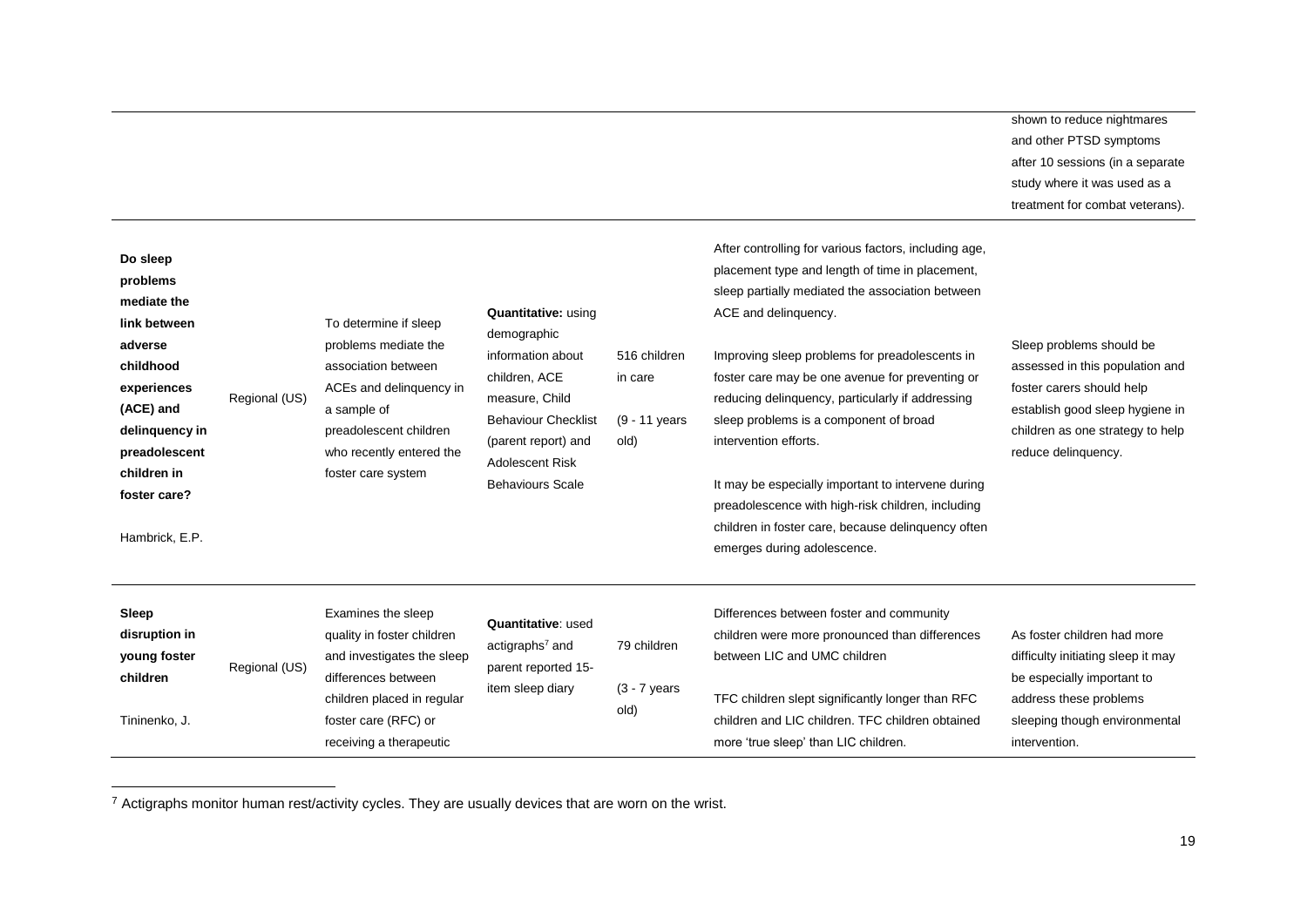| | | | | | | |
|---|---|---|---|---|---|---|
| | | | | | | shown to reduce nightmares and other PTSD symptoms after 10 sessions (in a separate study where it was used as a treatment for combat veterans). |
| **Do sleep problems mediate the link between adverse childhood experiences (ACE) and delinquency in preadolescent children in foster care?**<br><br>Hambrick, E.P. | Regional (US) | To determine if sleep problems mediate the association between ACEs and delinquency in a sample of preadolescent children who recently entered the foster care system | **Quantitative:** using demographic information about children, ACE measure, Child Behaviour Checklist (parent report) and Adolescent Risk Behaviours Scale | 516 children in care<br><br>(9 - 11 years old) | After controlling for various factors, including age, placement type and length of time in placement, sleep partially mediated the association between ACE and delinquency.<br><br>Improving sleep problems for preadolescents in foster care may be one avenue for preventing or reducing delinquency, particularly if addressing sleep problems is a component of broad intervention efforts.<br><br>It may be especially important to intervene during preadolescence with high-risk children, including children in foster care, because delinquency often emerges during adolescence. | Sleep problems should be assessed in this population and foster carers should help establish good sleep hygiene in children as one strategy to help reduce delinquency. |
| **Sleep disruption in young foster children**<br><br>Tininenko, J. | Regional (US) | Examines the sleep quality in foster children and investigates the sleep differences between children placed in regular foster care (RFC) or receiving a therapeutic | **Quantitative**: used actigraphs[7] and parent reported 15-item sleep diary | 79 children<br><br>(3 - 7 years old) | Differences between foster and community children were more pronounced than differences between LIC and UMC children<br><br>TFC children slept significantly longer than RFC children and LIC children. TFC children obtained more 'true sleep' than LIC children. | As foster children had more difficulty initiating sleep it may be especially important to address these problems sleeping though environmental intervention. |

[7] Actigraphs monitor human rest/activity cycles. They are usually devices that are worn on the wrist.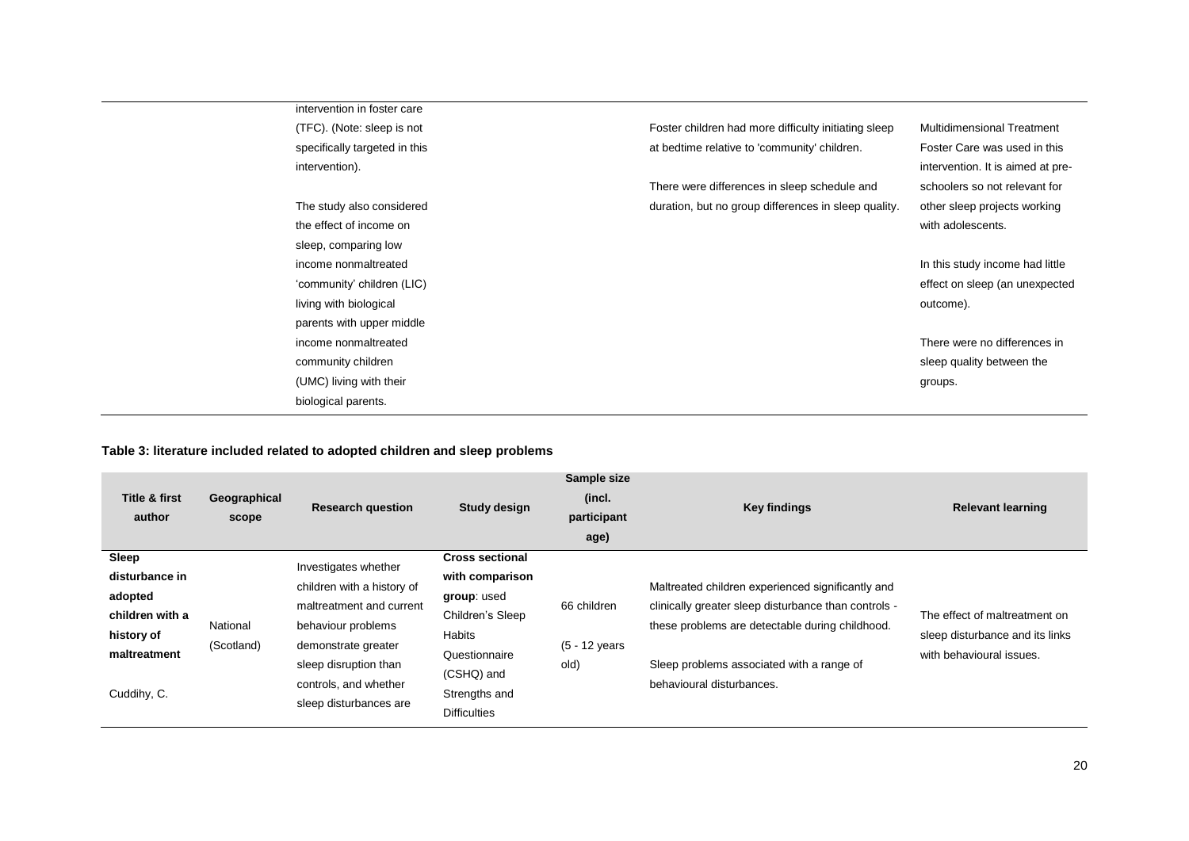| | | | | | | |
|---|---|---|---|---|---|---|
| | | intervention in foster care (TFC). (Note: sleep is not specifically targeted in this intervention). The study also considered the effect of income on sleep, comparing low income nonmaltreated 'community' children (LIC) living with biological parents with upper middle income nonmaltreated community children (UMC) living with their biological parents. | | | Foster children had more difficulty initiating sleep at bedtime relative to 'community' children. There were differences in sleep schedule and duration, but no group differences in sleep quality. | Multidimensional Treatment Foster Care was used in this intervention. It is aimed at pre-schoolers so not relevant for other sleep projects working with adolescents. In this study income had little effect on sleep (an unexpected outcome). There were no differences in sleep quality between the groups. |

**Table 3: literature included related to adopted children and sleep problems**

| Title & first author | Geographical scope | Research question | Study design | Sample size (incl. participant age) | Key findings | Relevant learning |
|---|---|---|---|---|---|---|
| **Sleep disturbance in adopted children with a history of maltreatment** Cuddihy, C. | National (Scotland) | Investigates whether children with a history of maltreatment and current behaviour problems demonstrate greater sleep disruption than controls, and whether sleep disturbances are | **Cross sectional with comparison group**: used Children's Sleep Habits Questionnaire (CSHQ) and Strengths and Difficulties | 66 children (5 - 12 years old) | Maltreated children experienced significantly and clinically greater sleep disturbance than controls - these problems are detectable during childhood. Sleep problems associated with a range of behavioural disturbances. | The effect of maltreatment on sleep disturbance and its links with behavioural issues. |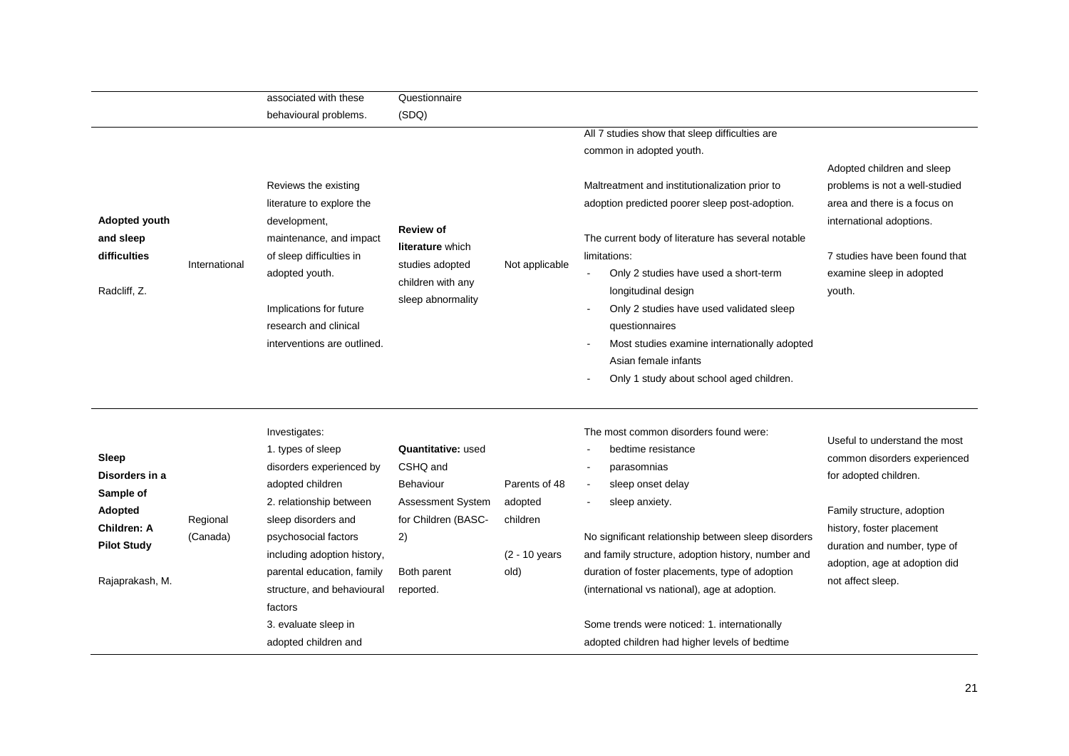| | | | | | | |
|---|---|---|---|---|---|---|
| | | associated with these behavioural problems. | Questionnaire (SDQ) | | | |
| **Adopted youth and sleep difficulties**<br><br>Radcliff, Z. | International | Reviews the existing literature to explore the development, maintenance, and impact of sleep difficulties in adopted youth.<br><br>Implications for future research and clinical interventions are outlined. | **Review of literature** which studies adopted children with any sleep abnormality | Not applicable | All 7 studies show that sleep difficulties are common in adopted youth.<br><br>Maltreatment and institutionalization prior to adoption predicted poorer sleep post-adoption.<br><br>The current body of literature has several notable limitations:<br>- Only 2 studies have used a short-term longitudinal design<br>- Only 2 studies have used validated sleep questionnaires<br>- Most studies examine internationally adopted Asian female infants<br>- Only 1 study about school aged children. | Adopted children and sleep problems is not a well-studied area and there is a focus on international adoptions.<br><br>7 studies have been found that examine sleep in adopted youth. |
| **Sleep Disorders in a Sample of Adopted Children: A Pilot Study**<br><br>Rajaprakash, M. | Regional (Canada) | Investigates:<br>1. types of sleep disorders experienced by adopted children<br>2. relationship between sleep disorders and psychosocial factors including adoption history, parental education, family structure, and behavioural factors<br>3. evaluate sleep in adopted children and | **Quantitative:** used CSHQ and Behaviour Assessment System for Children (BASC-2)<br><br>Both parent reported. | Parents of 48 adopted children<br><br>(2 - 10 years old) | The most common disorders found were:<br>- bedtime resistance<br>- parasomnias<br>- sleep onset delay<br>- sleep anxiety.<br><br>No significant relationship between sleep disorders and family structure, adoption history, number and duration of foster placements, type of adoption (international vs national), age at adoption.<br><br>Some trends were noticed: 1. internationally adopted children had higher levels of bedtime | Useful to understand the most common disorders experienced for adopted children.<br><br>Family structure, adoption history, foster placement duration and number, type of adoption, age at adoption did not affect sleep. |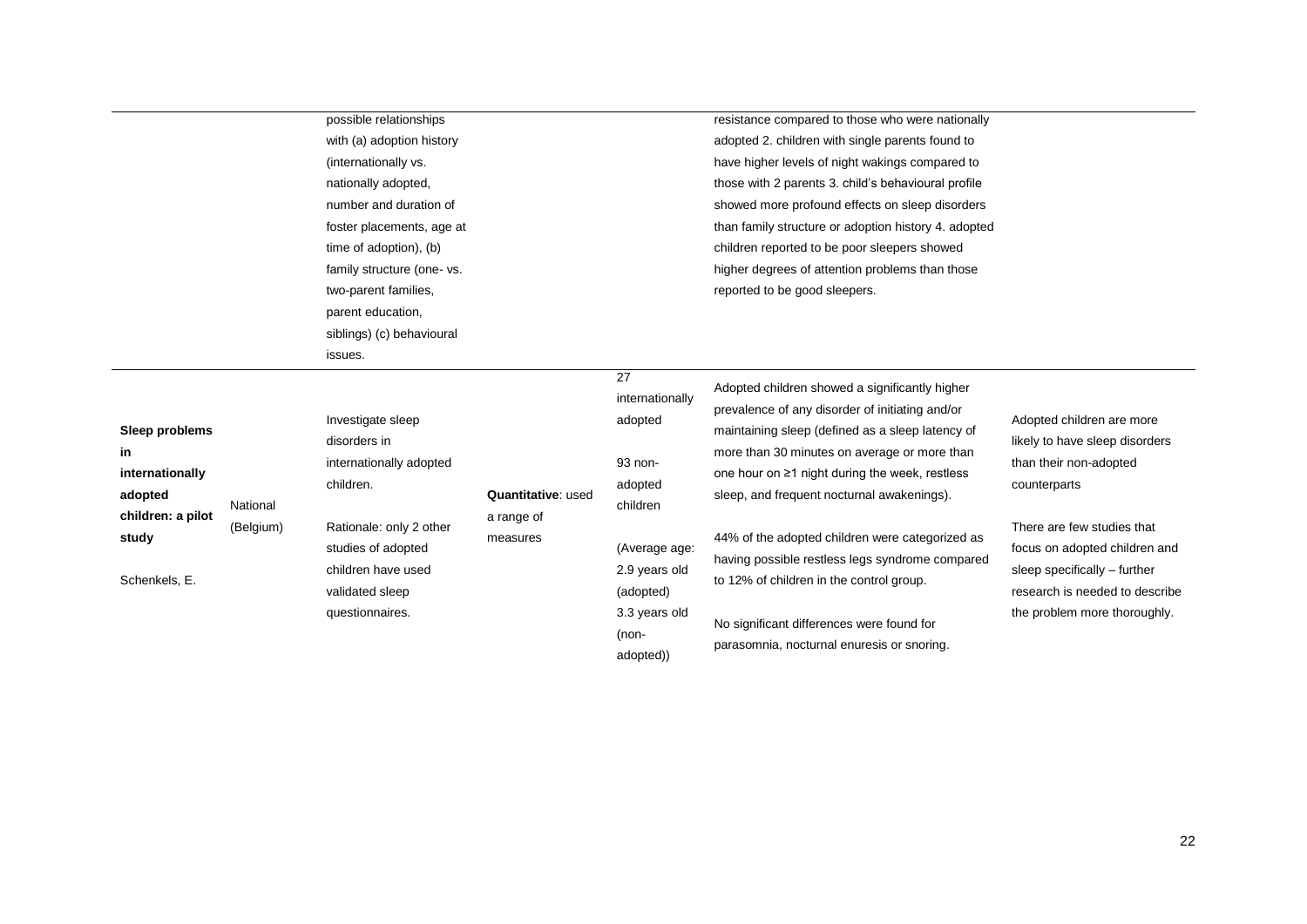|  |  |  |  |  |  |  |
|---|---|---|---|---|---|---|
|  |  | possible relationships with (a) adoption history (internationally vs. nationally adopted, number and duration of foster placements, age at time of adoption), (b) family structure (one- vs. two-parent families, parent education, siblings) (c) behavioural issues. |  |  | resistance compared to those who were nationally adopted 2. children with single parents found to have higher levels of night wakings compared to those with 2 parents 3. child's behavioural profile showed more profound effects on sleep disorders than family structure or adoption history 4. adopted children reported to be poor sleepers showed higher degrees of attention problems than those reported to be good sleepers. |  |
| **Sleep problems in internationally adopted children: a pilot study**<br><br>Schenkels, E. | National (Belgium) | Investigate sleep disorders in internationally adopted children.<br><br>Rationale: only 2 other studies of adopted children have used validated sleep questionnaires. | **Quantitative**: used a range of measures | 27 internationally adopted<br><br>93 non-adopted children<br><br>(Average age: 2.9 years old (adopted) 3.3 years old (non-adopted)) | Adopted children showed a significantly higher prevalence of any disorder of initiating and/or maintaining sleep (defined as a sleep latency of more than 30 minutes on average or more than one hour on ≥1 night during the week, restless sleep, and frequent nocturnal awakenings).<br><br>44% of the adopted children were categorized as having possible restless legs syndrome compared to 12% of children in the control group.<br><br>No significant differences were found for parasomnia, nocturnal enuresis or snoring. | Adopted children are more likely to have sleep disorders than their non-adopted counterparts<br><br>There are few studies that focus on adopted children and sleep specifically – further research is needed to describe the problem more thoroughly. |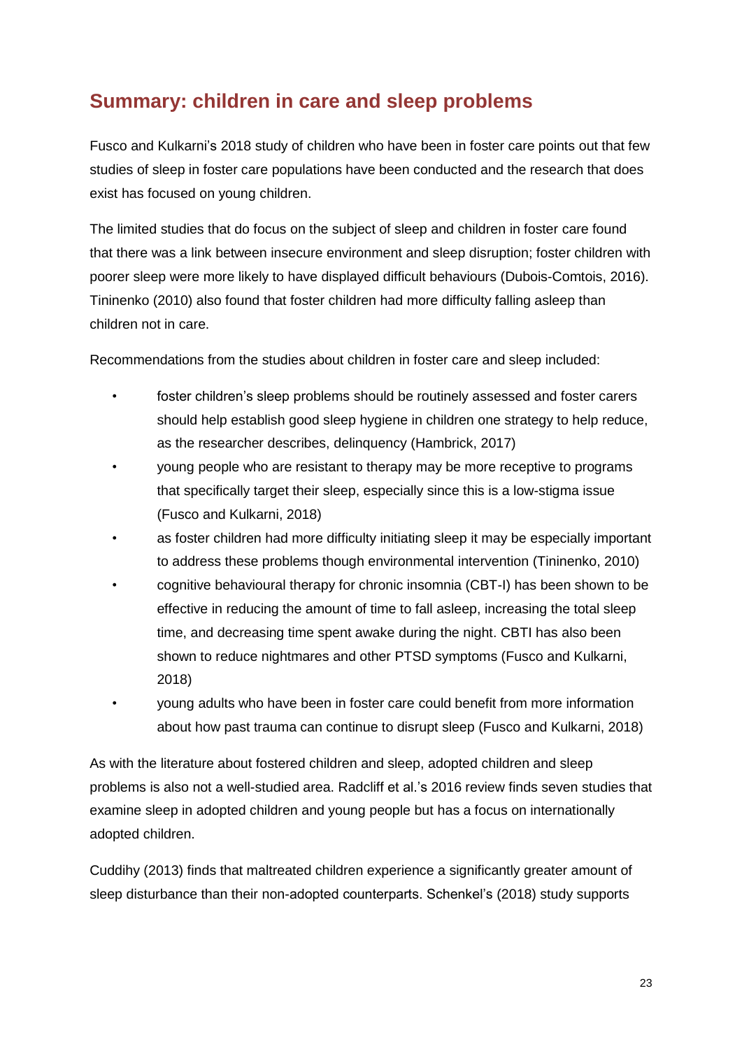## Summary: children in care and sleep problems

Fusco and Kulkarni's 2018 study of children who have been in foster care points out that few studies of sleep in foster care populations have been conducted and the research that does exist has focused on young children.

The limited studies that do focus on the subject of sleep and children in foster care found that there was a link between insecure environment and sleep disruption; foster children with poorer sleep were more likely to have displayed difficult behaviours (Dubois-Comtois, 2016). Tininenko (2010) also found that foster children had more difficulty falling asleep than children not in care.

Recommendations from the studies about children in foster care and sleep included:

- foster children's sleep problems should be routinely assessed and foster carers should help establish good sleep hygiene in children one strategy to help reduce, as the researcher describes, delinquency (Hambrick, 2017)
- young people who are resistant to therapy may be more receptive to programs that specifically target their sleep, especially since this is a low-stigma issue (Fusco and Kulkarni, 2018)
- as foster children had more difficulty initiating sleep it may be especially important to address these problems though environmental intervention (Tininenko, 2010)
- cognitive behavioural therapy for chronic insomnia (CBT-I) has been shown to be effective in reducing the amount of time to fall asleep, increasing the total sleep time, and decreasing time spent awake during the night. CBTI has also been shown to reduce nightmares and other PTSD symptoms (Fusco and Kulkarni, 2018)
- young adults who have been in foster care could benefit from more information about how past trauma can continue to disrupt sleep (Fusco and Kulkarni, 2018)

As with the literature about fostered children and sleep, adopted children and sleep problems is also not a well-studied area. Radcliff et al.'s 2016 review finds seven studies that examine sleep in adopted children and young people but has a focus on internationally adopted children.

Cuddihy (2013) finds that maltreated children experience a significantly greater amount of sleep disturbance than their non-adopted counterparts. Schenkel's (2018) study supports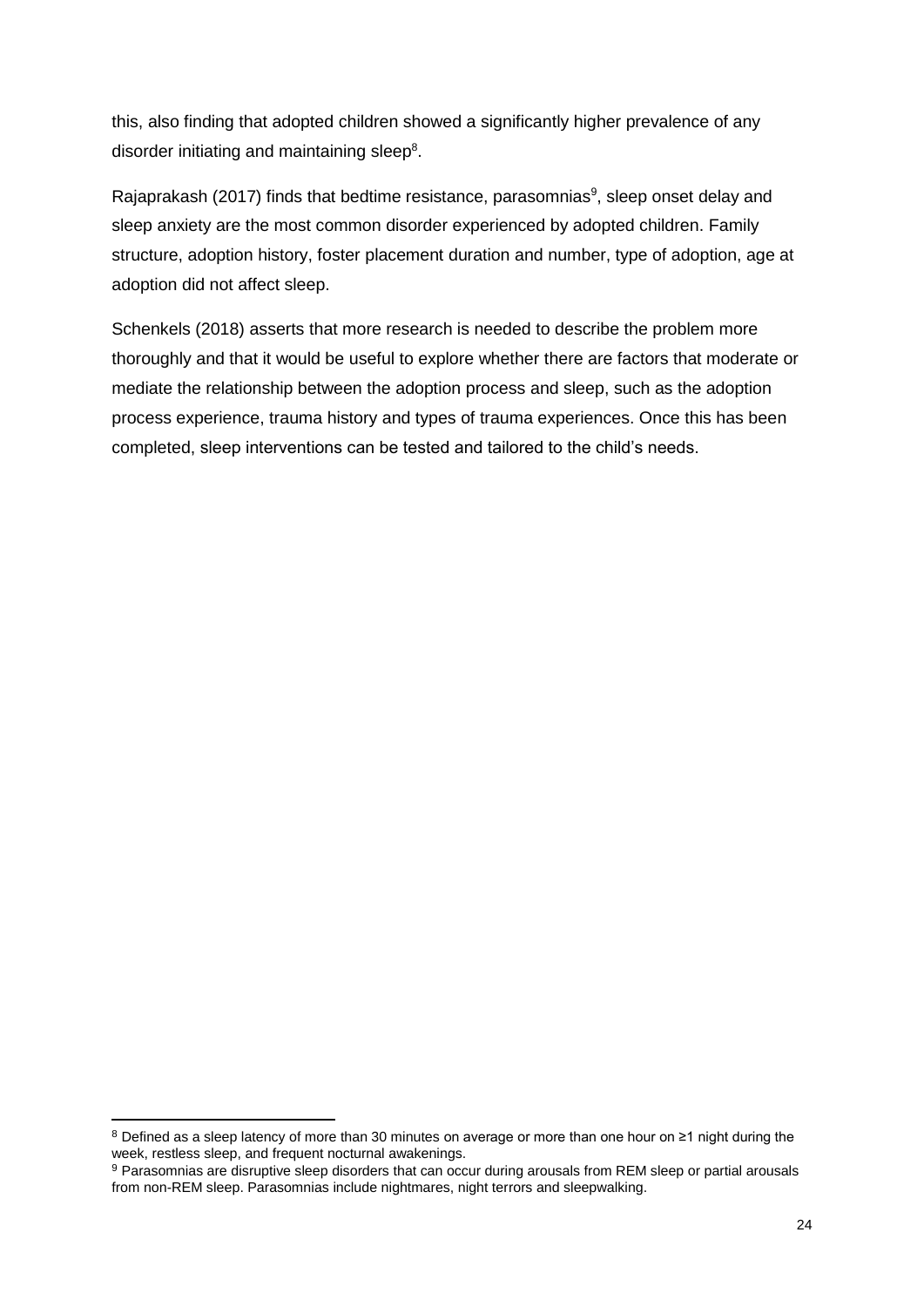this, also finding that adopted children showed a significantly higher prevalence of any disorder initiating and maintaining sleep[8].

Rajaprakash (2017) finds that bedtime resistance, parasomnias[9], sleep onset delay and sleep anxiety are the most common disorder experienced by adopted children. Family structure, adoption history, foster placement duration and number, type of adoption, age at adoption did not affect sleep.

Schenkels (2018) asserts that more research is needed to describe the problem more thoroughly and that it would be useful to explore whether there are factors that moderate or mediate the relationship between the adoption process and sleep, such as the adoption process experience, trauma history and types of trauma experiences. Once this has been completed, sleep interventions can be tested and tailored to the child's needs.

---

[8] Defined as a sleep latency of more than 30 minutes on average or more than one hour on ≥1 night during the week, restless sleep, and frequent nocturnal awakenings.

[9] Parasomnias are disruptive sleep disorders that can occur during arousals from REM sleep or partial arousals from non-REM sleep. Parasomnias include nightmares, night terrors and sleepwalking.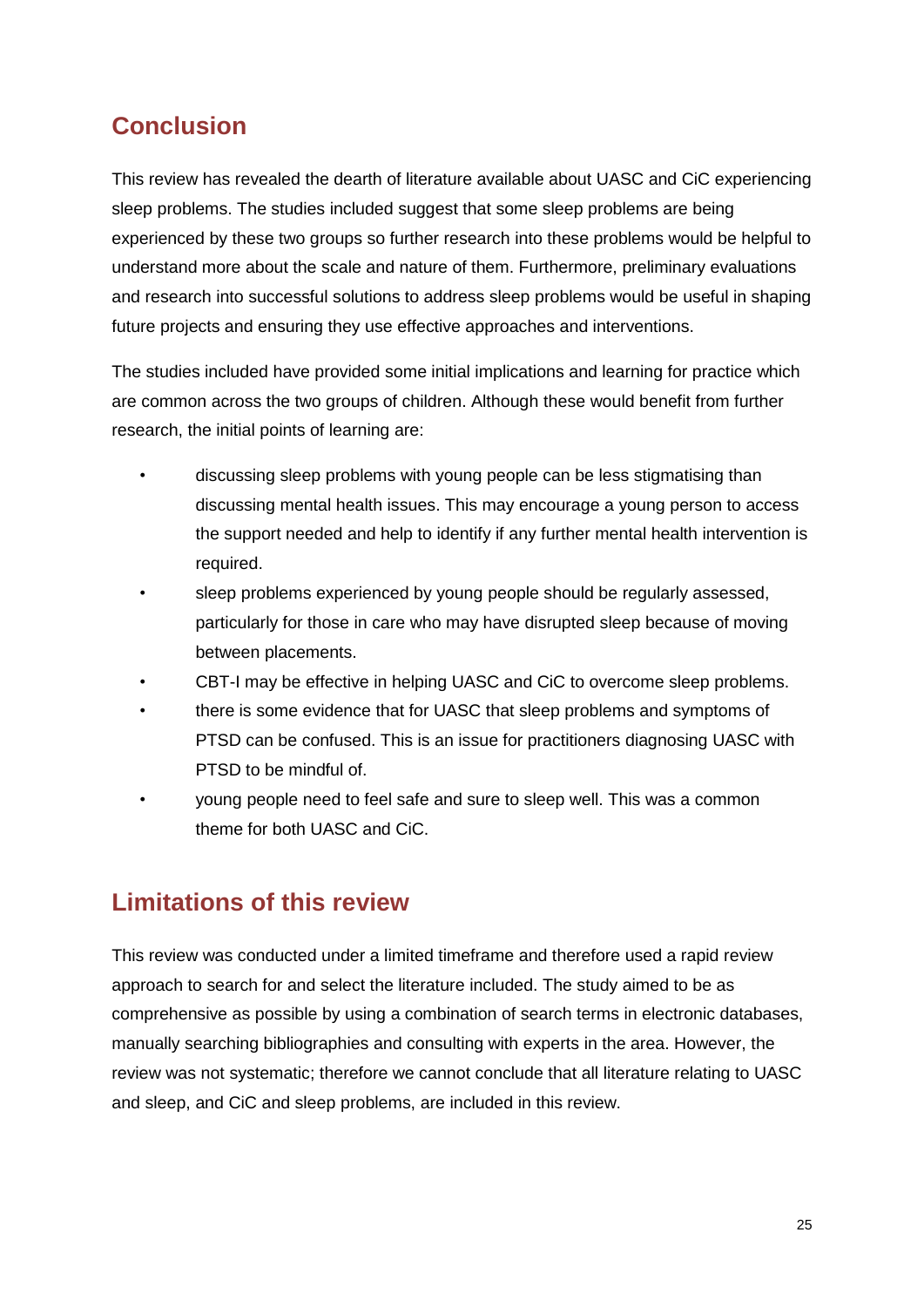## Conclusion

This review has revealed the dearth of literature available about UASC and CiC experiencing sleep problems. The studies included suggest that some sleep problems are being experienced by these two groups so further research into these problems would be helpful to understand more about the scale and nature of them. Furthermore, preliminary evaluations and research into successful solutions to address sleep problems would be useful in shaping future projects and ensuring they use effective approaches and interventions.

The studies included have provided some initial implications and learning for practice which are common across the two groups of children. Although these would benefit from further research, the initial points of learning are:

- discussing sleep problems with young people can be less stigmatising than discussing mental health issues. This may encourage a young person to access the support needed and help to identify if any further mental health intervention is required.
- sleep problems experienced by young people should be regularly assessed, particularly for those in care who may have disrupted sleep because of moving between placements.
- CBT-I may be effective in helping UASC and CiC to overcome sleep problems.
- there is some evidence that for UASC that sleep problems and symptoms of PTSD can be confused. This is an issue for practitioners diagnosing UASC with PTSD to be mindful of.
- young people need to feel safe and sure to sleep well. This was a common theme for both UASC and CiC.

## Limitations of this review

This review was conducted under a limited timeframe and therefore used a rapid review approach to search for and select the literature included. The study aimed to be as comprehensive as possible by using a combination of search terms in electronic databases, manually searching bibliographies and consulting with experts in the area. However, the review was not systematic; therefore we cannot conclude that all literature relating to UASC and sleep, and CiC and sleep problems, are included in this review.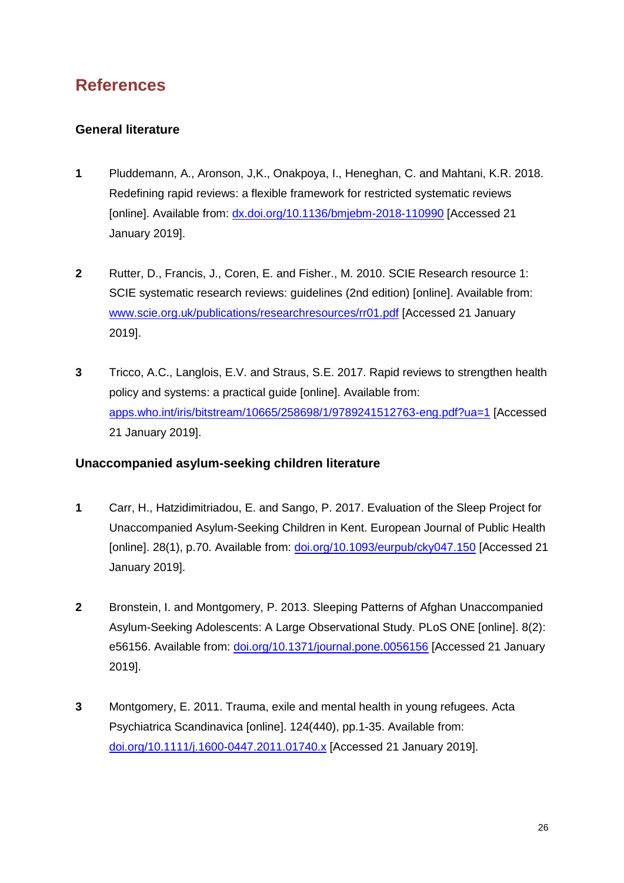# References

### General literature

1. Pluddemann, A., Aronson, J,K., Onakpoya, I., Heneghan, C. and Mahtani, K.R. 2018. Redefining rapid reviews: a flexible framework for restricted systematic reviews [online]. Available from: dx.doi.org/10.1136/bmjebm-2018-110990 [Accessed 21 January 2019].

2. Rutter, D., Francis, J., Coren, E. and Fisher., M. 2010. SCIE Research resource 1: SCIE systematic research reviews: guidelines (2nd edition) [online]. Available from: www.scie.org.uk/publications/researchresources/rr01.pdf [Accessed 21 January 2019].

3. Tricco, A.C., Langlois, E.V. and Straus, S.E. 2017. Rapid reviews to strengthen health policy and systems: a practical guide [online]. Available from: apps.who.int/iris/bitstream/10665/258698/1/9789241512763-eng.pdf?ua=1 [Accessed 21 January 2019].

### Unaccompanied asylum-seeking children literature

1. Carr, H., Hatzidimitriadou, E. and Sango, P. 2017. Evaluation of the Sleep Project for Unaccompanied Asylum-Seeking Children in Kent. European Journal of Public Health [online]. 28(1), p.70. Available from: doi.org/10.1093/eurpub/cky047.150 [Accessed 21 January 2019].

2. Bronstein, I. and Montgomery, P. 2013. Sleeping Patterns of Afghan Unaccompanied Asylum-Seeking Adolescents: A Large Observational Study. PLoS ONE [online]. 8(2): e56156. Available from: doi.org/10.1371/journal.pone.0056156 [Accessed 21 January 2019].

3. Montgomery, E. 2011. Trauma, exile and mental health in young refugees. Acta Psychiatrica Scandinavica [online]. 124(440), pp.1-35. Available from: doi.org/10.1111/j.1600-0447.2011.01740.x [Accessed 21 January 2019].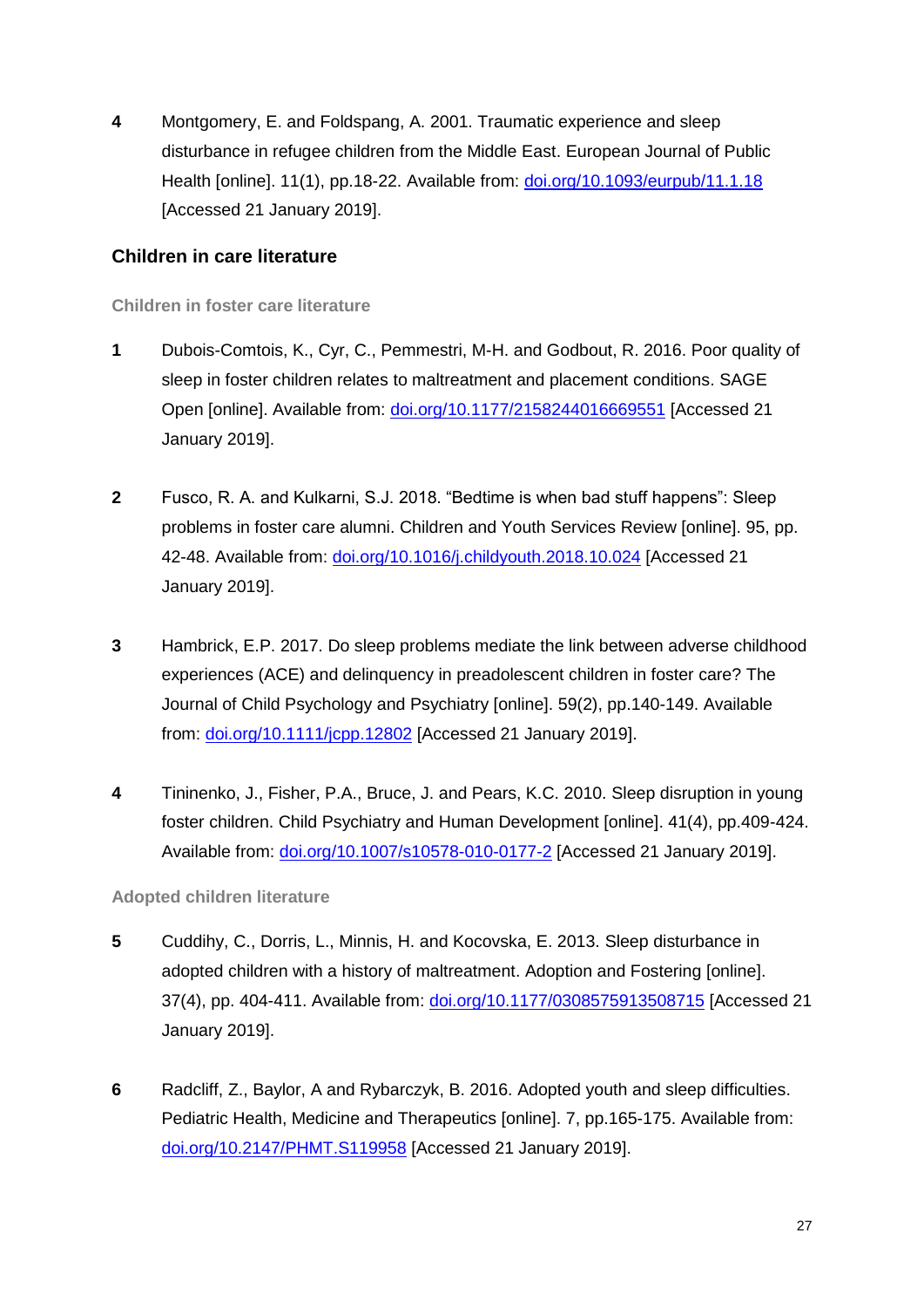4 Montgomery, E. and Foldspang, A. 2001. Traumatic experience and sleep disturbance in refugee children from the Middle East. European Journal of Public Health [online]. 11(1), pp.18-22. Available from: [doi.org/10.1093/eurpub/11.1.18](https://doi.org/10.1093/eurpub/11.1.18) [Accessed 21 January 2019].

## Children in care literature

### Children in foster care literature

1 Dubois-Comtois, K., Cyr, C., Pemmestri, M-H. and Godbout, R. 2016. Poor quality of sleep in foster children relates to maltreatment and placement conditions. SAGE Open [online]. Available from: [doi.org/10.1177/2158244016669551](https://doi.org/10.1177/2158244016669551) [Accessed 21 January 2019].

2 Fusco, R. A. and Kulkarni, S.J. 2018. "Bedtime is when bad stuff happens": Sleep problems in foster care alumni. Children and Youth Services Review [online]. 95, pp. 42-48. Available from: [doi.org/10.1016/j.childyouth.2018.10.024](https://doi.org/10.1016/j.childyouth.2018.10.024) [Accessed 21 January 2019].

3 Hambrick, E.P. 2017. Do sleep problems mediate the link between adverse childhood experiences (ACE) and delinquency in preadolescent children in foster care? The Journal of Child Psychology and Psychiatry [online]. 59(2), pp.140-149. Available from: [doi.org/10.1111/jcpp.12802](https://doi.org/10.1111/jcpp.12802) [Accessed 21 January 2019].

4 Tininenko, J., Fisher, P.A., Bruce, J. and Pears, K.C. 2010. Sleep disruption in young foster children. Child Psychiatry and Human Development [online]. 41(4), pp.409-424. Available from: [doi.org/10.1007/s10578-010-0177-2](https://doi.org/10.1007/s10578-010-0177-2) [Accessed 21 January 2019].

### Adopted children literature

5 Cuddihy, C., Dorris, L., Minnis, H. and Kocovska, E. 2013. Sleep disturbance in adopted children with a history of maltreatment. Adoption and Fostering [online]. 37(4), pp. 404-411. Available from: [doi.org/10.1177/0308575913508715](https://doi.org/10.1177/0308575913508715) [Accessed 21 January 2019].

6 Radcliff, Z., Baylor, A and Rybarczyk, B. 2016. Adopted youth and sleep difficulties. Pediatric Health, Medicine and Therapeutics [online]. 7, pp.165-175. Available from: [doi.org/10.2147/PHMT.S119958](https://doi.org/10.2147/PHMT.S119958) [Accessed 21 January 2019].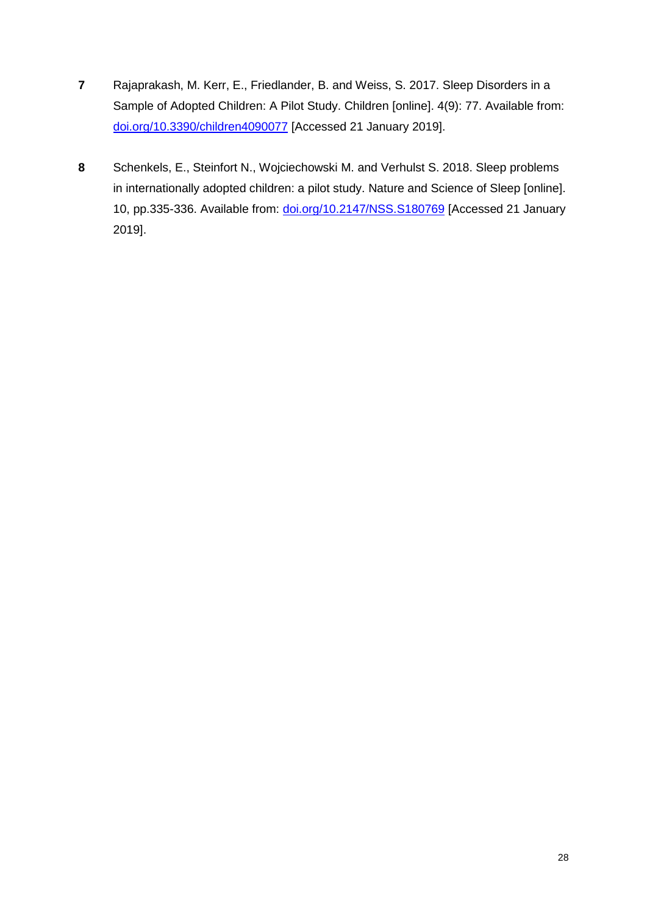**7** Rajaprakash, M. Kerr, E., Friedlander, B. and Weiss, S. 2017. Sleep Disorders in a Sample of Adopted Children: A Pilot Study. Children [online]. 4(9): 77. Available from: [doi.org/10.3390/children4090077](https://doi.org/10.3390/children4090077) [Accessed 21 January 2019].

**8** Schenkels, E., Steinfort N., Wojciechowski M. and Verhulst S. 2018. Sleep problems in internationally adopted children: a pilot study. Nature and Science of Sleep [online]. 10, pp.335-336. Available from: [doi.org/10.2147/NSS.S180769](https://doi.org/10.2147/NSS.S180769) [Accessed 21 January 2019].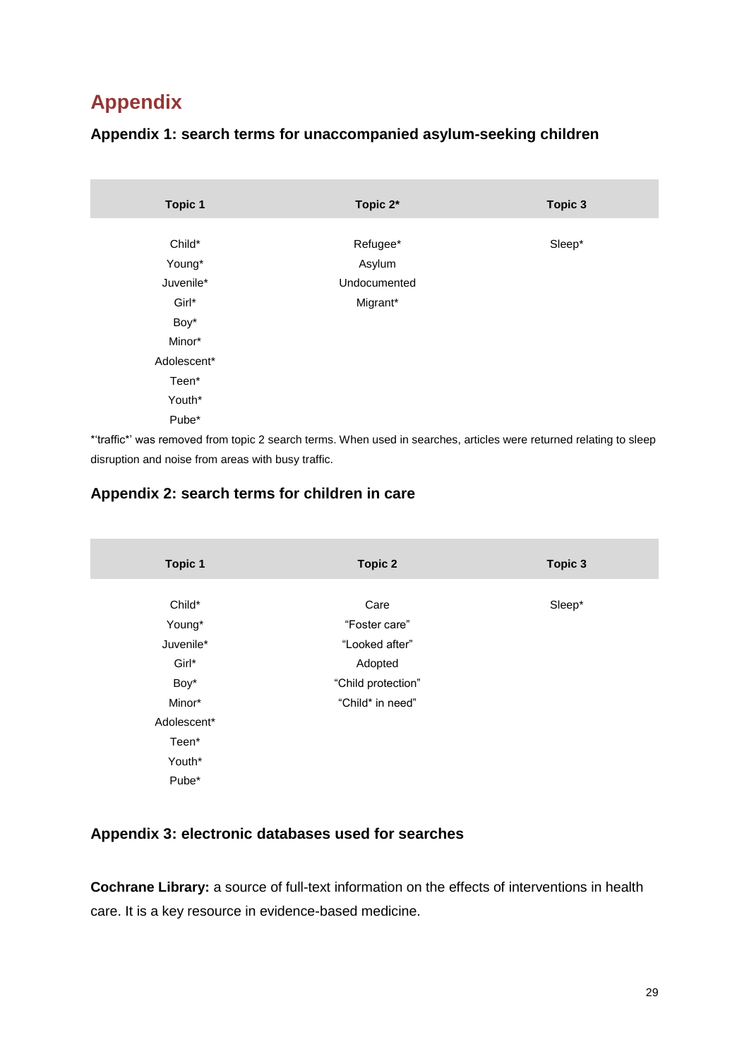# Appendix

## Appendix 1: search terms for unaccompanied asylum-seeking children

| Topic 1 | Topic 2* | Topic 3 |
|---|---|---|
| Child* | Refugee* | Sleep* |
| Young* | Asylum | |
| Juvenile* | Undocumented | |
| Girl* | Migrant* | |
| Boy* | | |
| Minor* | | |
| Adolescent* | | |
| Teen* | | |
| Youth* | | |
| Pube* | | |

*'traffic*' was removed from topic 2 search terms. When used in searches, articles were returned relating to sleep disruption and noise from areas with busy traffic.

## Appendix 2: search terms for children in care

| Topic 1 | Topic 2 | Topic 3 |
|---|---|---|
| Child* | Care | Sleep* |
| Young* | "Foster care" | |
| Juvenile* | "Looked after" | |
| Girl* | Adopted | |
| Boy* | "Child protection" | |
| Minor* | "Child* in need" | |
| Adolescent* | | |
| Teen* | | |
| Youth* | | |
| Pube* | | |

## Appendix 3: electronic databases used for searches

**Cochrane Library:** a source of full-text information on the effects of interventions in health care. It is a key resource in evidence-based medicine.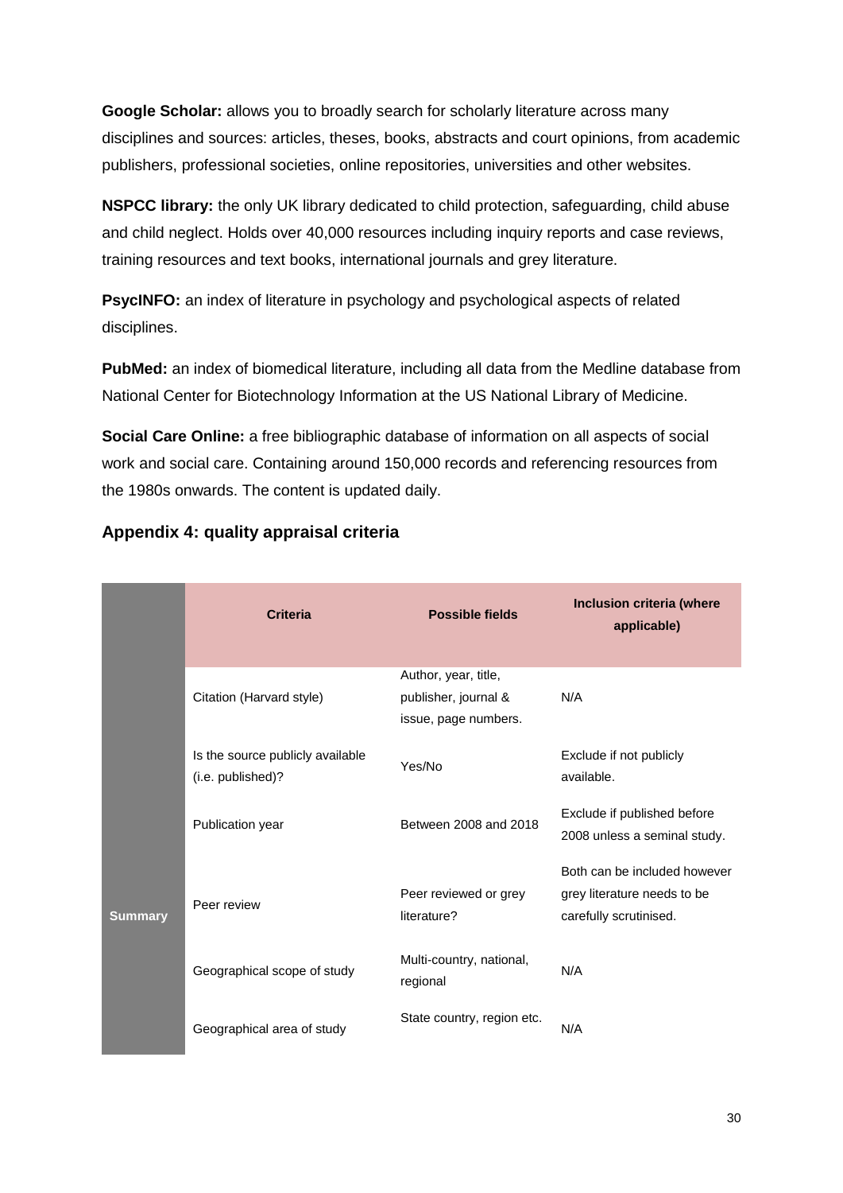**Google Scholar:** allows you to broadly search for scholarly literature across many disciplines and sources: articles, theses, books, abstracts and court opinions, from academic publishers, professional societies, online repositories, universities and other websites.

**NSPCC library:** the only UK library dedicated to child protection, safeguarding, child abuse and child neglect. Holds over 40,000 resources including inquiry reports and case reviews, training resources and text books, international journals and grey literature.

**PsycINFO:** an index of literature in psychology and psychological aspects of related disciplines.

**PubMed:** an index of biomedical literature, including all data from the Medline database from National Center for Biotechnology Information at the US National Library of Medicine.

**Social Care Online:** a free bibliographic database of information on all aspects of social work and social care. Containing around 150,000 records and referencing resources from the 1980s onwards. The content is updated daily.

## Appendix 4: quality appraisal criteria

| | Criteria | Possible fields | Inclusion criteria (where applicable) |
|---|---|---|---|
| **Summary** | Citation (Harvard style) | Author, year, title, publisher, journal & issue, page numbers. | N/A |
| | Is the source publicly available (i.e. published)? | Yes/No | Exclude if not publicly available. |
| | Publication year | Between 2008 and 2018 | Exclude if published before 2008 unless a seminal study. |
| | Peer review | Peer reviewed or grey literature? | Both can be included however grey literature needs to be carefully scrutinised. |
| | Geographical scope of study | Multi-country, national, regional | N/A |
| | Geographical area of study | State country, region etc. | N/A |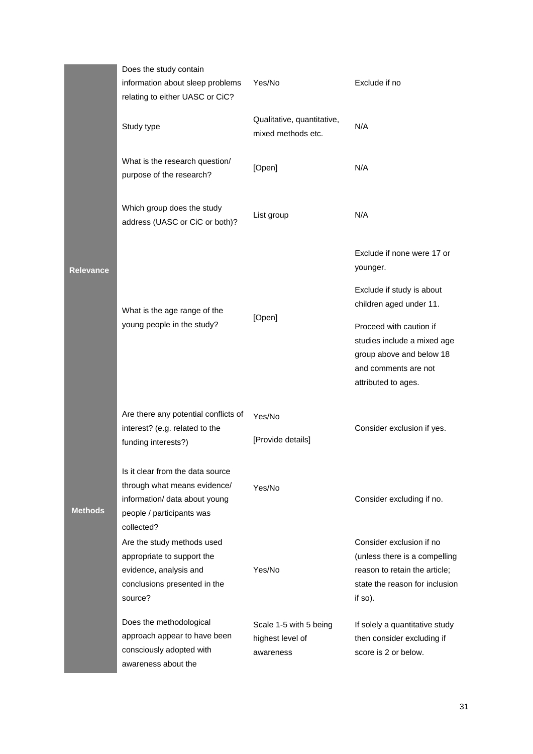| | | | |
|---|---|---|---|
| **Relevance** | Does the study contain information about sleep problems relating to either UASC or CiC? | Yes/No | Exclude if no |
| | Study type | Qualitative, quantitative, mixed methods etc. | N/A |
| | What is the research question/ purpose of the research? | [Open] | N/A |
| | Which group does the study address (UASC or CiC or both)? | List group | N/A |
| | What is the age range of the young people in the study? | [Open] | Exclude if none were 17 or younger.<br><br>Exclude if study is about children aged under 11.<br><br>Proceed with caution if studies include a mixed age group above and below 18 and comments are not attributed to ages. |
| | Are there any potential conflicts of interest? (e.g. related to the funding interests?) | Yes/No<br><br>[Provide details] | Consider exclusion if yes. |
| **Methods** | Is it clear from the data source through what means evidence/ information/ data about young people / participants was collected? | Yes/No | Consider excluding if no. |
| | Are the study methods used appropriate to support the evidence, analysis and conclusions presented in the source? | Yes/No | Consider exclusion if no (unless there is a compelling reason to retain the article; state the reason for inclusion if so). |
| | Does the methodological approach appear to have been consciously adopted with awareness about the | Scale 1-5 with 5 being highest level of awareness | If solely a quantitative study then consider excluding if score is 2 or below. |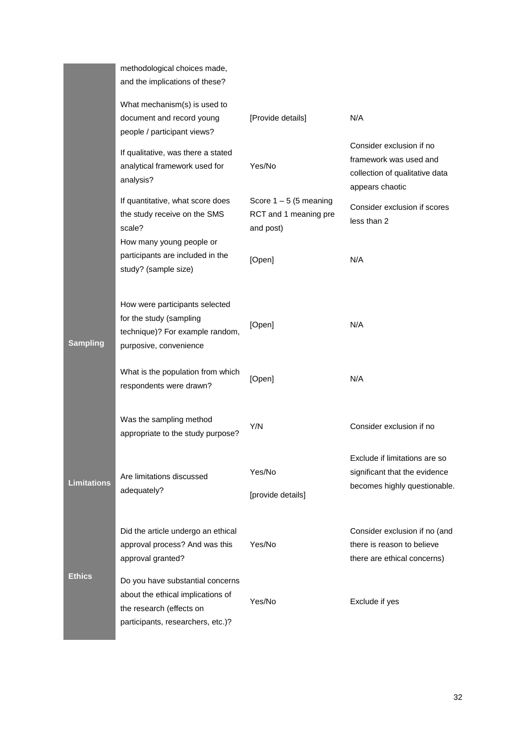| | | | |
|---|---|---|---|
| | methodological choices made, and the implications of these? | | |
| | What mechanism(s) is used to document and record young people / participant views? | [Provide details] | N/A |
| | If qualitative, was there a stated analytical framework used for analysis? | Yes/No | Consider exclusion if no framework was used and collection of qualitative data appears chaotic |
| | If quantitative, what score does the study receive on the SMS scale? | Score 1 – 5 (5 meaning RCT and 1 meaning pre and post) | Consider exclusion if scores less than 2 |
| **Sampling** | How many young people or participants are included in the study? (sample size) | [Open] | N/A |
| | How were participants selected for the study (sampling technique)? For example random, purposive, convenience | [Open] | N/A |
| | What is the population from which respondents were drawn? | [Open] | N/A |
| | Was the sampling method appropriate to the study purpose? | Y/N | Consider exclusion if no |
| **Limitations** | Are limitations discussed adequately? | Yes/No [provide details] | Exclude if limitations are so significant that the evidence becomes highly questionable. |
| **Ethics** | Did the article undergo an ethical approval process? And was this approval granted? | Yes/No | Consider exclusion if no (and there is reason to believe there are ethical concerns) |
| | Do you have substantial concerns about the ethical implications of the research (effects on participants, researchers, etc.)? | Yes/No | Exclude if yes |